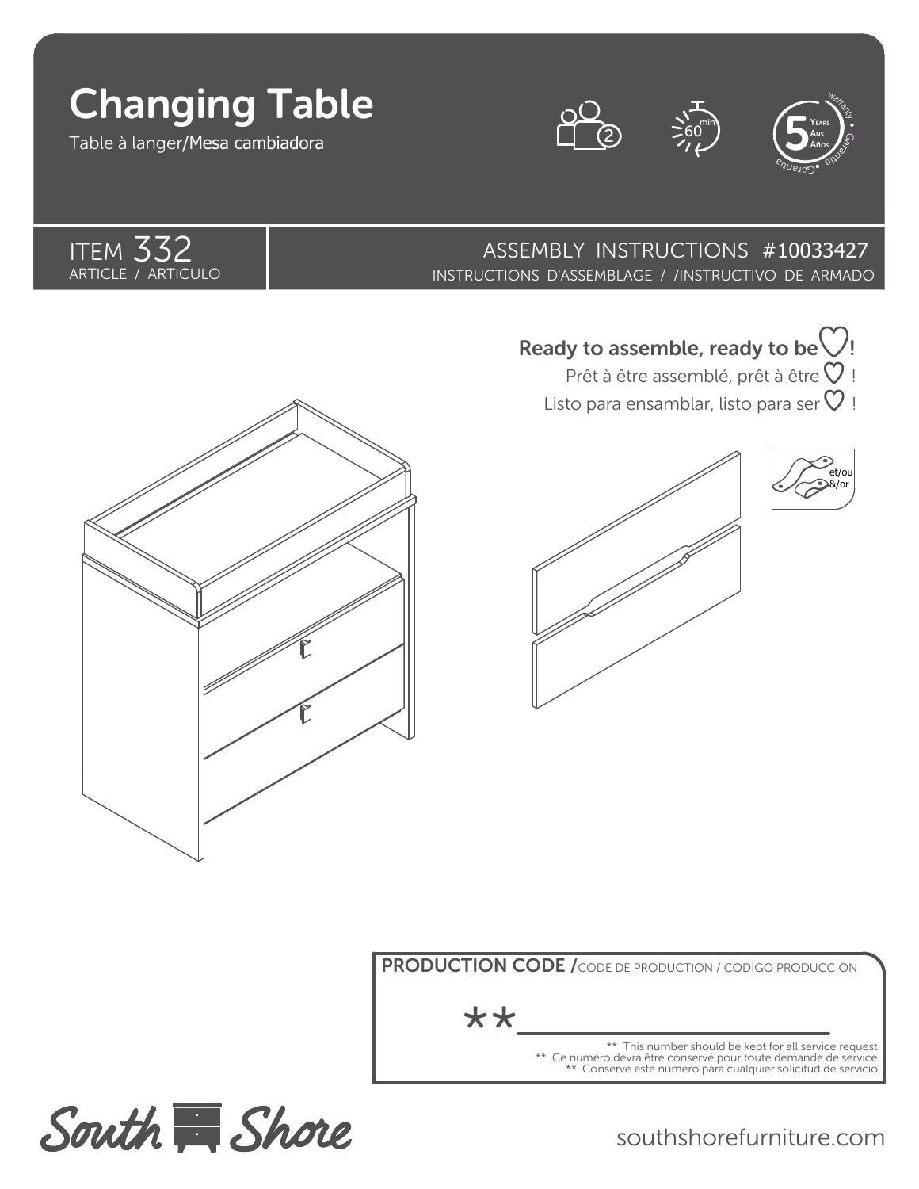# Changing Table

Table à langer/Mesa cambiadora

2

60 min

5 Years / Ans / Años warranty • Garantie • Garantía

ITEM 332
ARTICLE / ARTICULO

ASSEMBLY INSTRUCTIONS #10033427
INSTRUCTIONS D'ASSEMBLAGE / /INSTRUCTIVO DE ARMADO

**Ready to assemble, ready to be ♡!**

Prêt à être assemblé, prêt à être ♡ !

Listo para ensamblar, listo para ser ♡ !

et/ou
&/or

**PRODUCTION CODE /** CODE DE PRODUCTION / CODIGO PRODUCCION

**______________

** This number should be kept for all service request.
** Ce numéro devra être conservé pour toute demande de service.
** Conserve este número para cualquier solicitud de servicio.

South Shore

southshorefurniture.com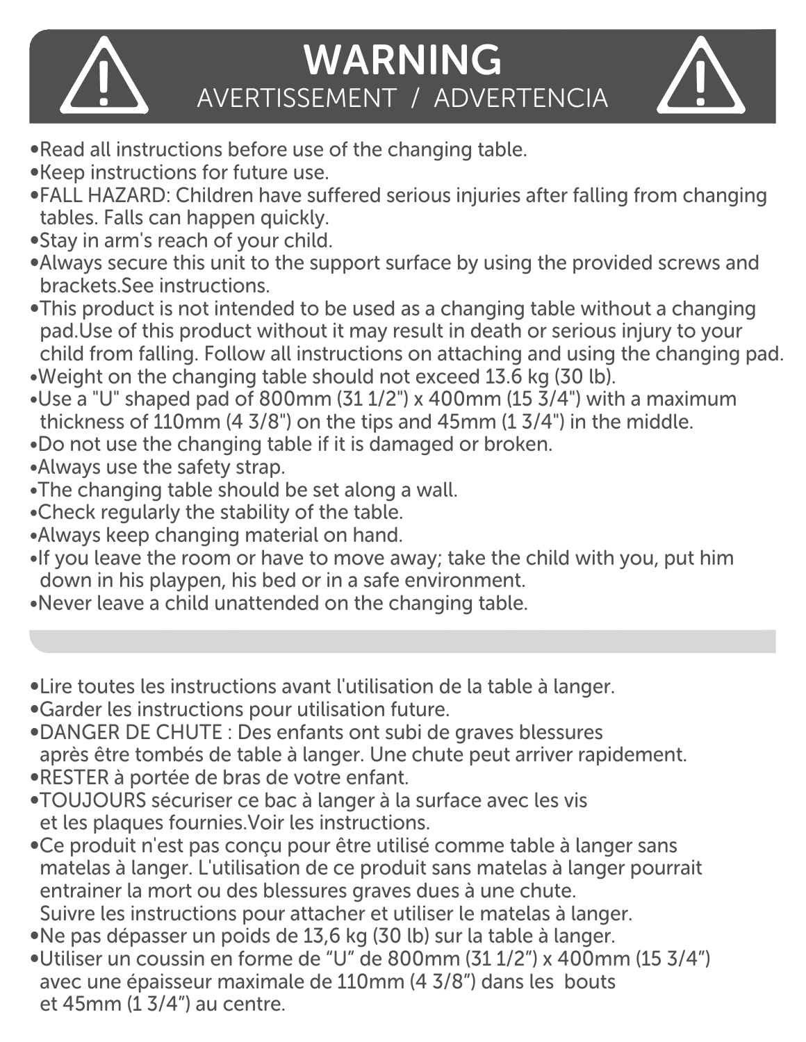# WARNING

AVERTISSEMENT / ADVERTENCIA

- Read all instructions before use of the changing table.
- Keep instructions for future use.
- FALL HAZARD: Children have suffered serious injuries after falling from changing tables. Falls can happen quickly.
- Stay in arm's reach of your child.
- Always secure this unit to the support surface by using the provided screws and brackets.See instructions.
- This product is not intended to be used as a changing table without a changing pad.Use of this product without it may result in death or serious injury to your child from falling. Follow all instructions on attaching and using the changing pad.
- Weight on the changing table should not exceed 13.6 kg (30 lb).
- Use a "U" shaped pad of 800mm (31 1/2") x 400mm (15 3/4") with a maximum thickness of 110mm (4 3/8") on the tips and 45mm (1 3/4") in the middle.
- Do not use the changing table if it is damaged or broken.
- Always use the safety strap.
- The changing table should be set along a wall.
- Check regularly the stability of the table.
- Always keep changing material on hand.
- If you leave the room or have to move away; take the child with you, put him down in his playpen, his bed or in a safe environment.
- Never leave a child unattended on the changing table.

---

- Lire toutes les instructions avant l'utilisation de la table à langer.
- Garder les instructions pour utilisation future.
- DANGER DE CHUTE : Des enfants ont subi de graves blessures après être tombés de table à langer. Une chute peut arriver rapidement.
- RESTER à portée de bras de votre enfant.
- TOUJOURS sécuriser ce bac à langer à la surface avec les vis et les plaques fournies.Voir les instructions.
- Ce produit n'est pas conçu pour être utilisé comme table à langer sans matelas à langer. L'utilisation de ce produit sans matelas à langer pourrait entrainer la mort ou des blessures graves dues à une chute. Suivre les instructions pour attacher et utiliser le matelas à langer.
- Ne pas dépasser un poids de 13,6 kg (30 lb) sur la table à langer.
- Utiliser un coussin en forme de “U” de 800mm (31 1/2”) x 400mm (15 3/4”) avec une épaisseur maximale de 110mm (4 3/8”) dans les bouts et 45mm (1 3/4”) au centre.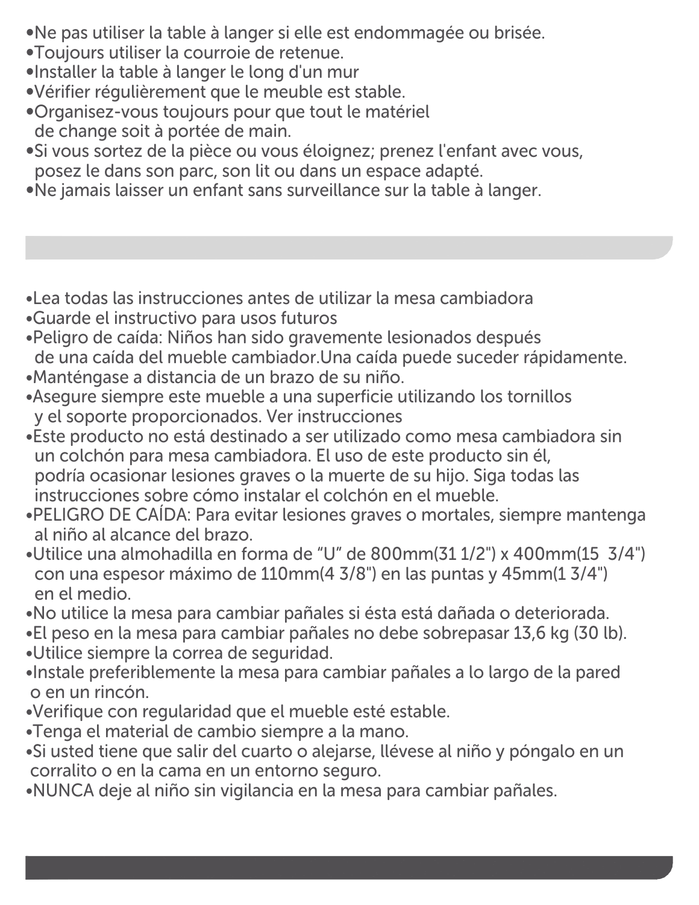- Ne pas utiliser la table à langer si elle est endommagée ou brisée.
- Toujours utiliser la courroie de retenue.
- Installer la table à langer le long d'un mur
- Vérifier régulièrement que le meuble est stable.
- Organisez-vous toujours pour que tout le matériel de change soit à portée de main.
- Si vous sortez de la pièce ou vous éloignez; prenez l'enfant avec vous, posez le dans son parc, son lit ou dans un espace adapté.
- Ne jamais laisser un enfant sans surveillance sur la table à langer.

- Lea todas las instrucciones antes de utilizar la mesa cambiadora
- Guarde el instructivo para usos futuros
- Peligro de caída: Niños han sido gravemente lesionados después de una caída del mueble cambiador.Una caída puede suceder rápidamente.
- Manténgase a distancia de un brazo de su niño.
- Asegure siempre este mueble a una superficie utilizando los tornillos y el soporte proporcionados. Ver instrucciones
- Este producto no está destinado a ser utilizado como mesa cambiadora sin un colchón para mesa cambiadora. El uso de este producto sin él, podría ocasionar lesiones graves o la muerte de su hijo. Siga todas las instrucciones sobre cómo instalar el colchón en el mueble.
- PELIGRO DE CAÍDA: Para evitar lesiones graves o mortales, siempre mantenga al niño al alcance del brazo.
- Utilice una almohadilla en forma de “U” de 800mm(31 1/2") x 400mm(15 3/4") con una espesor máximo de 110mm(4 3/8") en las puntas y 45mm(1 3/4") en el medio.
- No utilice la mesa para cambiar pañales si ésta está dañada o deteriorada.
- El peso en la mesa para cambiar pañales no debe sobrepasar 13,6 kg (30 lb).
- Utilice siempre la correa de seguridad.
- Instale preferiblemente la mesa para cambiar pañales a lo largo de la pared o en un rincón.
- Verifique con regularidad que el mueble esté estable.
- Tenga el material de cambio siempre a la mano.
- Si usted tiene que salir del cuarto o alejarse, llévese al niño y póngalo en un corralito o en la cama en un entorno seguro.
- NUNCA deje al niño sin vigilancia en la mesa para cambiar pañales.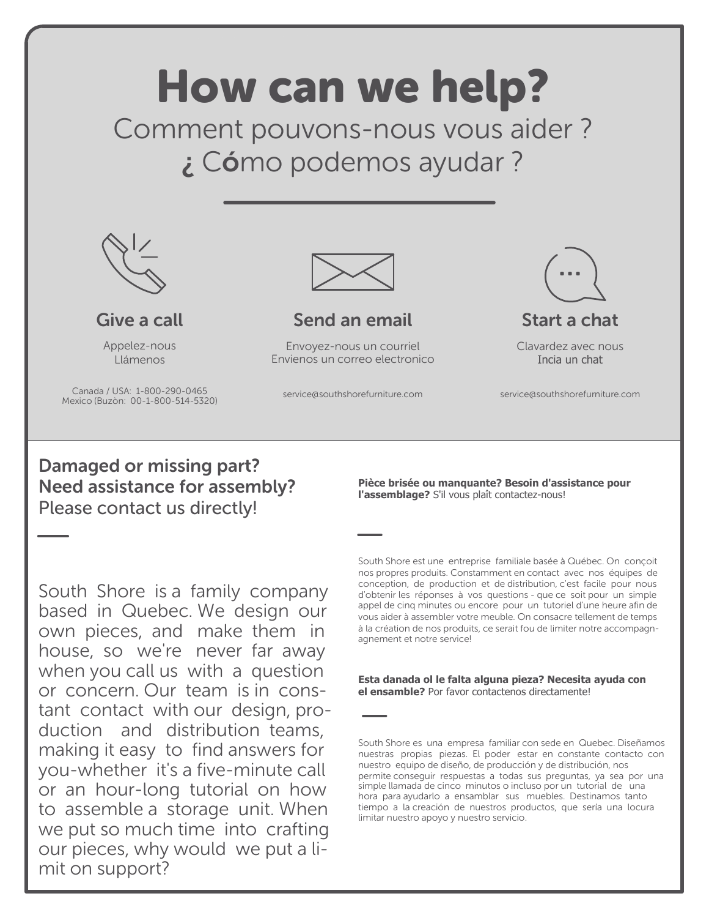# How can we help?

## Comment pouvons-nous vous aider ?

## ¿ Cómo podemos ayudar ?

### Give a call

Appelez-nous
Llámenos

Canada / USA: 1-800-290-0465
Mexico (Buzòn: 00-1-800-514-5320)

### Send an email

Envoyez-nous un courriel
Envienos un correo electronico

service@southshorefurniture.com

### Start a chat

Clavardez avec nous
Incia un chat

service@southshorefurniture.com

**Damaged or missing part?**
**Need assistance for assembly?**
Please contact us directly!

South Shore is a family company based in Quebec. We design our own pieces, and make them in house, so we're never far away when you call us with a question or concern. Our team is in constant contact with our design, production and distribution teams, making it easy to find answers for you-whether it's a five-minute call or an hour-long tutorial on how to assemble a storage unit. When we put so much time into crafting our pieces, why would we put a limit on support?

**Pièce brisée ou manquante? Besoin d'assistance pour l'assemblage?** S'il vous plaît contactez-nous!

South Shore est une entreprise familiale basée à Québec. On conçoit nos propres produits. Constamment en contact avec nos équipes de conception, de production et de distribution, c'est facile pour nous d'obtenir les réponses à vos questions - que ce soit pour un simple appel de cinq minutes ou encore pour un tutoriel d'une heure afin de vous aider à assembler votre meuble. On consacre tellement de temps à la création de nos produits, ce serait fou de limiter notre accompagnement et notre service!

**Esta danada ol le falta alguna pieza? Necesita ayuda con el ensamble?** Por favor contactenos directamente!

South Shore es una empresa familiar con sede en Quebec. Diseñamos nuestras propias piezas. El poder estar en constante contacto con nuestro equipo de diseño, de producción y de distribución, nos permite conseguir respuestas a todas sus preguntas, ya sea por una simple llamada de cinco minutos o incluso por un tutorial de una hora para ayudarlo a ensamblar sus muebles. Destinamos tanto tiempo a la creación de nuestros productos, que sería una locura limitar nuestro apoyo y nuestro servicio.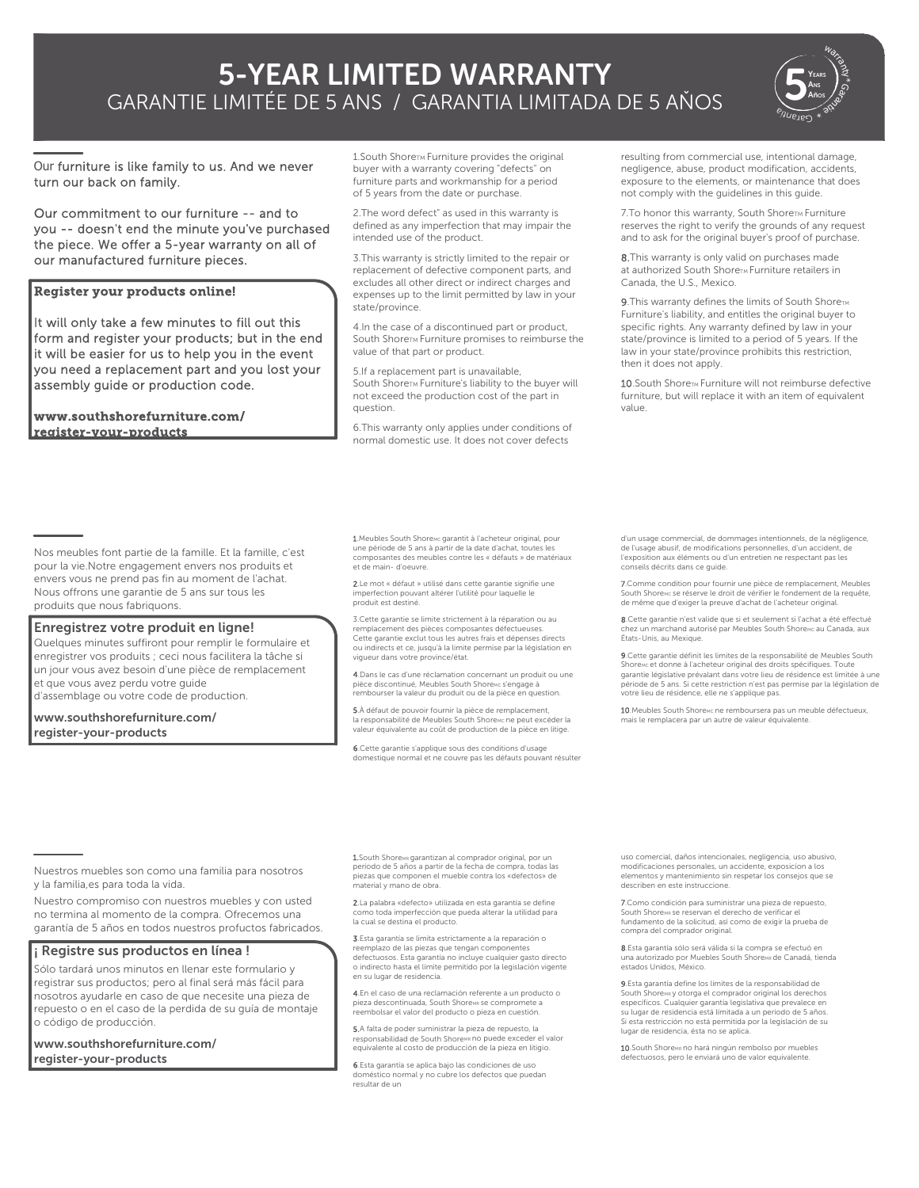# 5-YEAR LIMITED WARRANTY

## GARANTIE LIMITÉE DE 5 ANS / GARANTIA LIMITADA DE 5 AÑOS

5 Years Ans Años — warranty * Garantie * Garantía

Our furniture is like family to us. And we never turn our back on family.

Our commitment to our furniture -- and to you -- doesn't end the minute you've purchased the piece. We offer a 5-year warranty on all of our manufactured furniture pieces.

**Register your products online!**

It will only take a few minutes to fill out this form and register your products; but in the end it will be easier for us to help you in the event you need a replacement part and you lost your assembly guide or production code.

**www.southshorefurniture.com/register-your-products**

1.South Shore™ Furniture provides the original buyer with a warranty covering "defects" on furniture parts and workmanship for a period of 5 years from the date or purchase.

2.The word defect" as used in this warranty is defined as any imperfection that may impair the intended use of the product.

3.This warranty is strictly limited to the repair or replacement of defective component parts, and excludes all other direct or indirect charges and expenses up to the limit permitted by law in your state/province.

4.In the case of a discontinued part or product, South Shore™ Furniture promises to reimburse the value of that part or product.

5.If a replacement part is unavailable, South Shore™ Furniture's liability to the buyer will not exceed the production cost of the part in question.

6.This warranty only applies under conditions of normal domestic use. It does not cover defects resulting from commercial use, intentional damage, negligence, abuse, product modification, accidents, exposure to the elements, or maintenance that does not comply with the guidelines in this guide.

7.To honor this warranty, South Shore™ Furniture reserves the right to verify the grounds of any request and to ask for the original buyer's proof of purchase.

8.This warranty is only valid on purchases made at authorized South Shore™ Furniture retailers in Canada, the U.S., Mexico.

9.This warranty defines the limits of South Shore™ Furniture's liability, and entitles the original buyer to specific rights. Any warranty defined by law in your state/province is limited to a period of 5 years. If the law in your state/province prohibits this restriction, then it does not apply.

10.South Shore™ Furniture will not reimburse defective furniture, but will replace it with an item of equivalent value.

---

Nos meubles font partie de la famille. Et la famille, c'est pour la vie.Notre engagement envers nos produits et envers vous ne prend pas fin au moment de l'achat. Nous offrons une garantie de 5 ans sur tous les produits que nous fabriquons.

**Enregistrez votre produit en ligne!**

Quelques minutes suffiront pour remplir le formulaire et enregistrer vos produits ; ceci nous facilitera la tâche si un jour vous avez besoin d'une pièce de remplacement et que vous avez perdu votre guide d'assemblage ou votre code de production.

**www.southshorefurniture.com/register-your-products**

1.Meubles South Shore™ garantit à l'acheteur original, pour une période de 5 ans à partir de la date d'achat, toutes les composantes des meubles contre les « défauts » de matériaux et de main- d'oeuvre.

2.Le mot « défaut » utilisé dans cette garantie signifie une imperfection pouvant altérer l'utilité pour laquelle le produit est destiné.

3.Cette garantie se limite strictement à la réparation ou au remplacement des pièces composantes défectueuses. Cette garantie exclut tous les autres frais et dépenses directs ou indirects et ce, jusqu'à la limite permise par la législation en vigueur dans votre province/état.

4.Dans le cas d'une réclamation concernant un produit ou une pièce discontinué, Meubles South Shore™ s'engage à rembourser la valeur du produit ou de la pièce en question.

5.À défaut de pouvoir fournir la pièce de remplacement, la responsabilité de Meubles South Shore™ ne peut excéder la valeur équivalente au coût de production de la pièce en litige.

6.Cette garantie s'applique sous des conditions d'usage domestique normal et ne couvre pas les défauts pouvant résulter d'un usage commercial, de dommages intentionnels, de la négligence, de l'usage abusif, de modifications personnelles, d'un accident, de l'exposition aux éléments ou d'un entretien ne respectant pas les conseils décrits dans ce guide.

7.Comme condition pour fournir une pièce de remplacement, Meubles South Shore™ se réserve le droit de vérifier le fondement de la requête, de même que d'exiger la preuve d'achat de l'acheteur original.

8.Cette garantie n'est valide que si et seulement si l'achat a été effectué chez un marchand autorisé par Meubles South Shore™ au Canada, aux États-Unis, au Mexique.

9.Cette garantie définit les limites de la responsabilité de Meubles South Shore™ et donne à l'acheteur original des droits spécifiques. Toute garantie législative prévalant dans votre lieu de résidence est limitée à une période de 5 ans. Si cette restriction n'est pas permise par la législation de votre lieu de résidence, elle ne s'applique pas.

10.Meubles South Shore™ ne remboursera pas un meuble défectueux, mais le remplacera par un autre de valeur équivalente.

---

Nuestros muebles son como una familia para nosotros y la familia,es para toda la vida.

Nuestro compromiso con nuestros muebles y con usted no termina al momento de la compra. Ofrecemos una garantía de 5 años en todos nuestros profuctos fabricados.

**¡ Registre sus productos en línea !**

Sólo tardará unos minutos en llenar este formulario y registrar sus productos; pero al final será más fácil para nosotros ayudarle en caso de que necesite una pieza de repuesto o en el caso de la perdida de su guía de montaje o código de producción.

**www.southshorefurniture.com/register-your-products**

1.South Shore™ garantizan al comprador original, por un periodo de 5 años a partir de la fecha de compra, todas las piezas que componen el mueble contra los «defectos» de material y mano de obra.

2.La palabra «defecto» utilizada en esta garantía se define como toda imperfección que pueda alterar la utilidad para la cual se destina el producto.

3.Esta garantía se limita estrictamente a la reparación o reemplazo de las piezas que tengan componentes defectuosos. Esta garantía no incluye cualquier gasto directo o indirecto hasta el límite permitido por la legislación vigente en su lugar de residencia.

4.En el caso de una reclamación referente a un producto o pieza descontinuada, South Shore™ se compromete a reembolsar el valor del producto o pieza en cuestión.

5.A falta de poder suministrar la pieza de repuesto, la responsabilidad de South Shore™ no puede exceder el valor equivalente al costo de producción de la pieza en litigio.

6.Esta garantía se aplica bajo las condiciones de uso doméstico normal y no cubre los defectos que puedan resultar de un uso comercial, daños intencionales, negligencia, uso abusivo, modificaciones personales, un accidente, exposicion a los elementos y mantenimiento sin respetar los consejos que se describen en este instruccione.

7.Como condición para suministrar una pieza de repuesto, South Shore™ se reservan el derecho de verificar el fundamento de la solicitud, así como de exigir la prueba de compra del comprador original.

8.Esta garantía sólo será válida si la compra se efectuó en una autorizado por Muebles South Shore™ de Canadá, tienda estados Unidos, México.

9.Esta garantía define los límites de la responsabilidad de South Shore™ y otorga el comprador original los derechos específicos. Cualquier garantía legislativa que prevalece en su lugar de residencia está limitada a un periodo de 5 años. Si esta restricción no está permitida por la legislación de su lugar de residencia, ésta no se aplica.

10.South Shore™ no hará ningún reembolso por muebles defectuosos, pero le enviará uno de valor equivalente.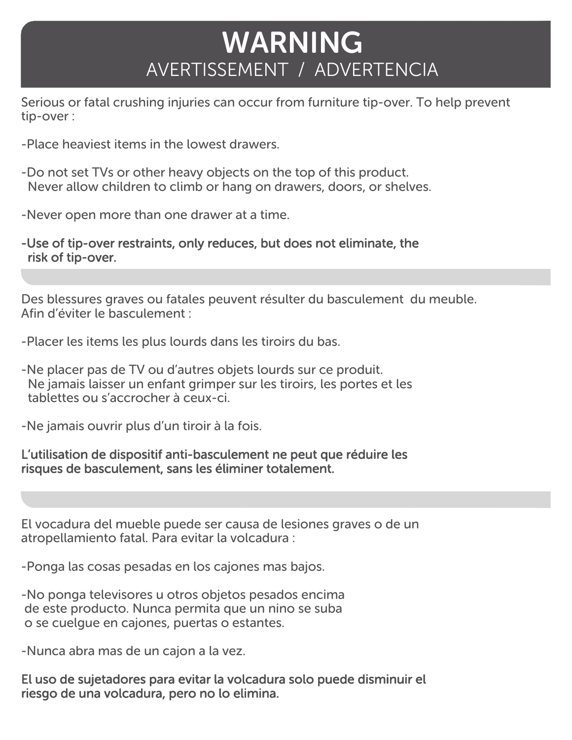# WARNING

## AVERTISSEMENT / ADVERTENCIA

Serious or fatal crushing injuries can occur from furniture tip-over. To help prevent tip-over :

-Place heaviest items in the lowest drawers.

-Do not set TVs or other heavy objects on the top of this product.
Never allow children to climb or hang on drawers, doors, or shelves.

-Never open more than one drawer at a time.

**-Use of tip-over restraints, only reduces, but does not eliminate, the risk of tip-over.**

---

Des blessures graves ou fatales peuvent résulter du basculement du meuble. Afin d'éviter le basculement :

-Placer les items les plus lourds dans les tiroirs du bas.

-Ne placer pas de TV ou d'autres objets lourds sur ce produit.
Ne jamais laisser un enfant grimper sur les tiroirs, les portes et les tablettes ou s'accrocher à ceux-ci.

-Ne jamais ouvrir plus d'un tiroir à la fois.

**L'utilisation de dispositif anti-basculement ne peut que réduire les risques de basculement, sans les éliminer totalement.**

---

El vocadura del mueble puede ser causa de lesiones graves o de un atropellamiento fatal. Para evitar la volcadura :

-Ponga las cosas pesadas en los cajones mas bajos.

-No ponga televisores u otros objetos pesados encima de este producto. Nunca permita que un nino se suba o se cuelgue en cajones, puertas o estantes.

-Nunca abra mas de un cajon a la vez.

**El uso de sujetadores para evitar la volcadura solo puede disminuir el riesgo de una volcadura, pero no lo elimina.**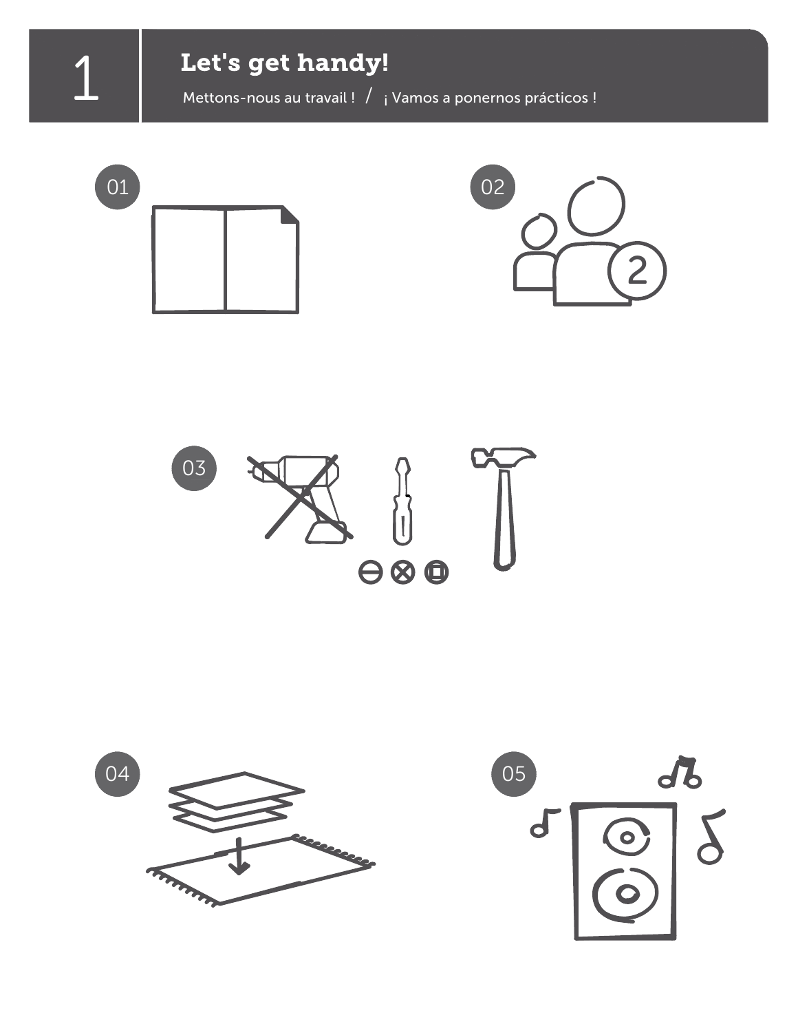# 1 Let's get handy!

Mettons-nous au travail ! / ¡ Vamos a ponernos prácticos !

01

02

03

04

05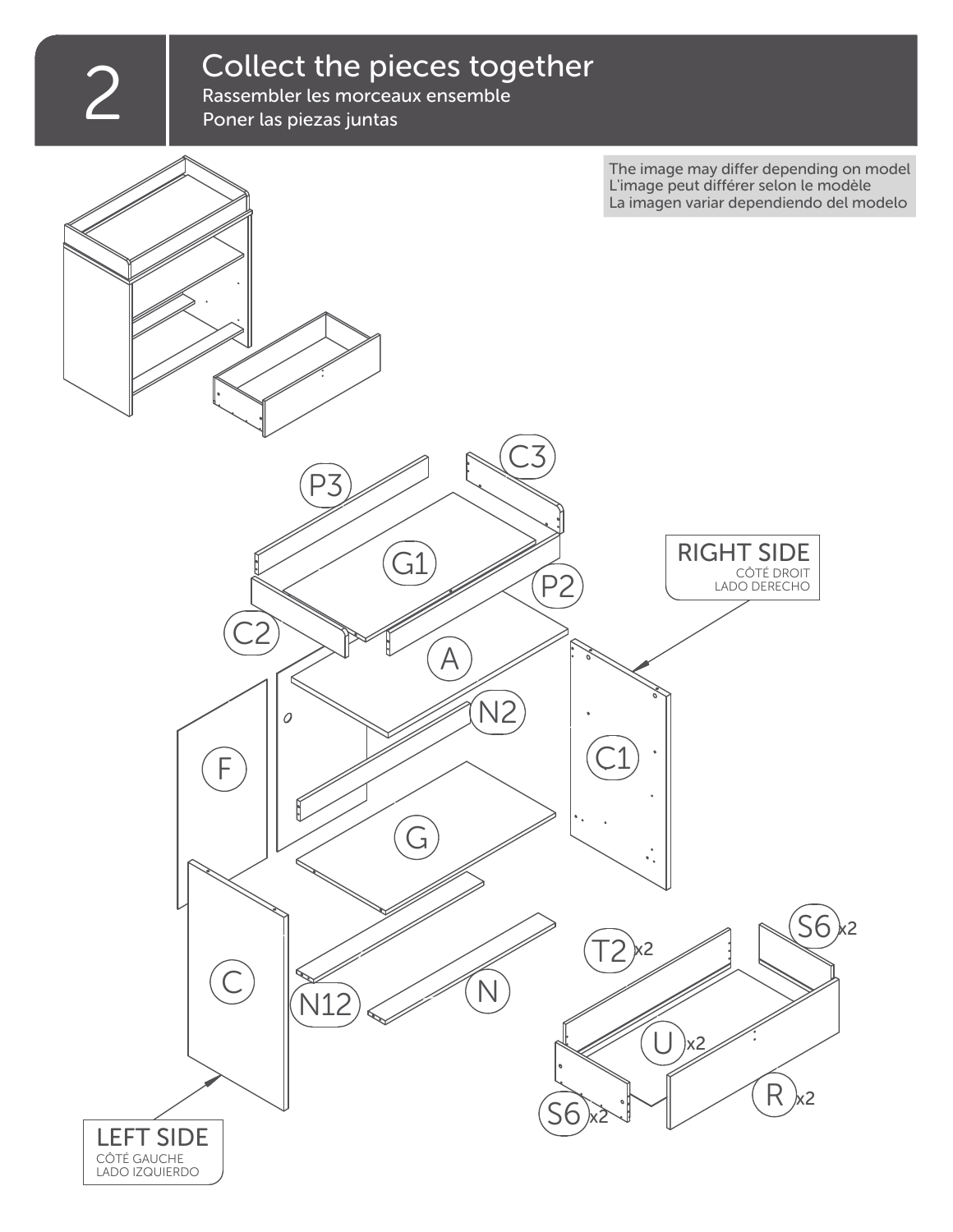## 2 Collect the pieces together

Rassembler les morceaux ensemble

Poner las piezas juntas

The image may differ depending on model
L'image peut différer selon le modèle
La imagen variar dependiendo del modelo

P3, C3, G1, P2, C2, A, N2, F, C1, G, C, N12, N

RIGHT SIDE
CÔTÉ DROIT
LADO DERECHO

LEFT SIDE
CÔTÉ GAUCHE
LADO IZQUIERDO

T2 x2, S6 x2, U x2, R x2, S6 x2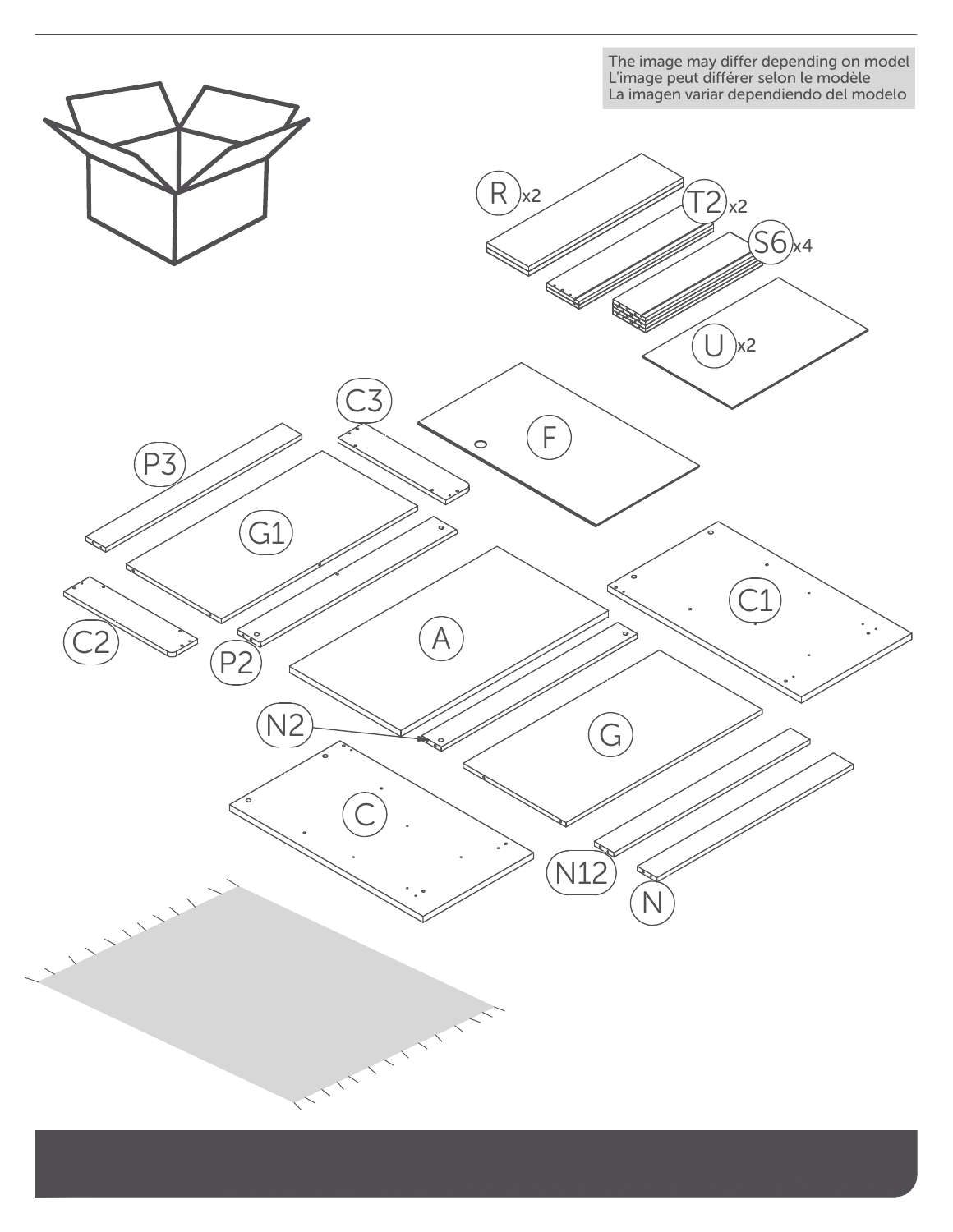The image may differ depending on model
L'image peut différer selon le modèle
La imagen variar dependiendo del modelo

R x2

T2 x2

S6 x4

U x2

C3

F

P3

G1

C2

P2

A

C1

N2

G

C

N12

N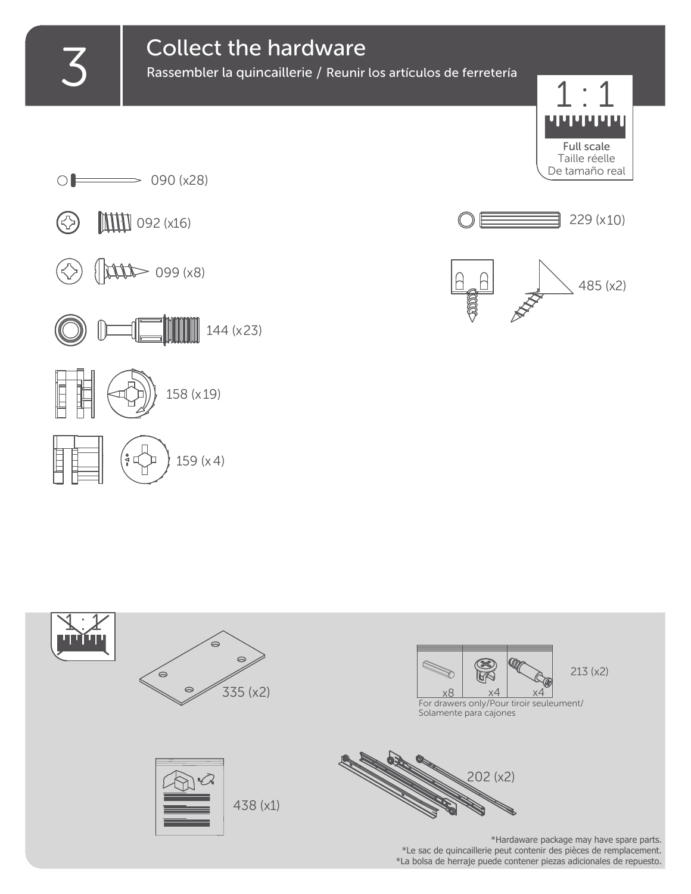# 3 Collect the hardware

Rassembler la quincaillerie / Reunir los artículos de ferretería

1 : 1

Full scale
Taille réelle
De tamaño real

090 (x28)

092 (x16)

099 (x8)

144 (x23)

158 (x19)

159 (x4)

229 (x10)

485 (x2)

1 : 1

335 (x2)

x8 x4 x4

For drawers only/Pour tiroir seuleument/ Solamente para cajones

213 (x2)

438 (x1)

202 (x2)

*Hardaware package may have spare parts.
*Le sac de quincaillerie peut contenir des pièces de remplacement.
*La bolsa de herraje puede contener piezas adicionales de repuesto.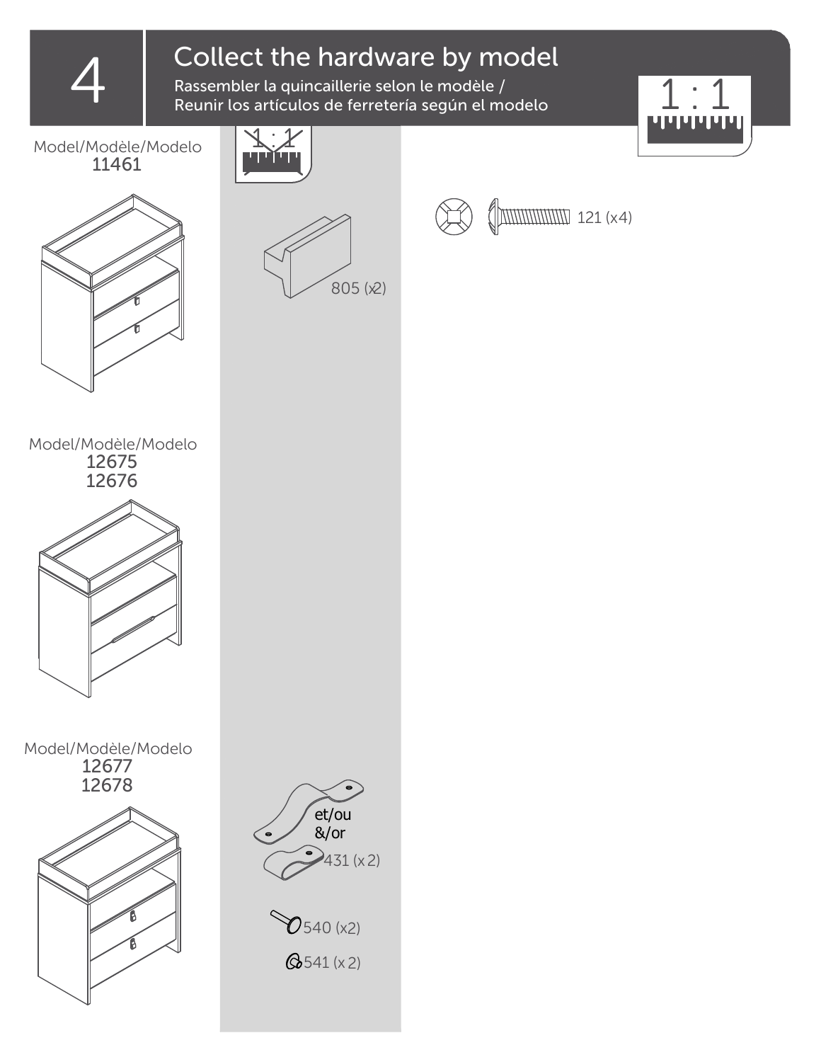# 4 Collect the hardware by model

Rassembler la quincaillerie selon le modèle /
Reunir los artículos de ferretería según el modelo

1 : 1

Model/Modèle/Modelo
11461

805 (x2)

121 (x4)

Model/Modèle/Modelo
12675
12676

Model/Modèle/Modelo
12677
12678

et/ou
&/or

431 (x 2)

540 (x2)

541 (x 2)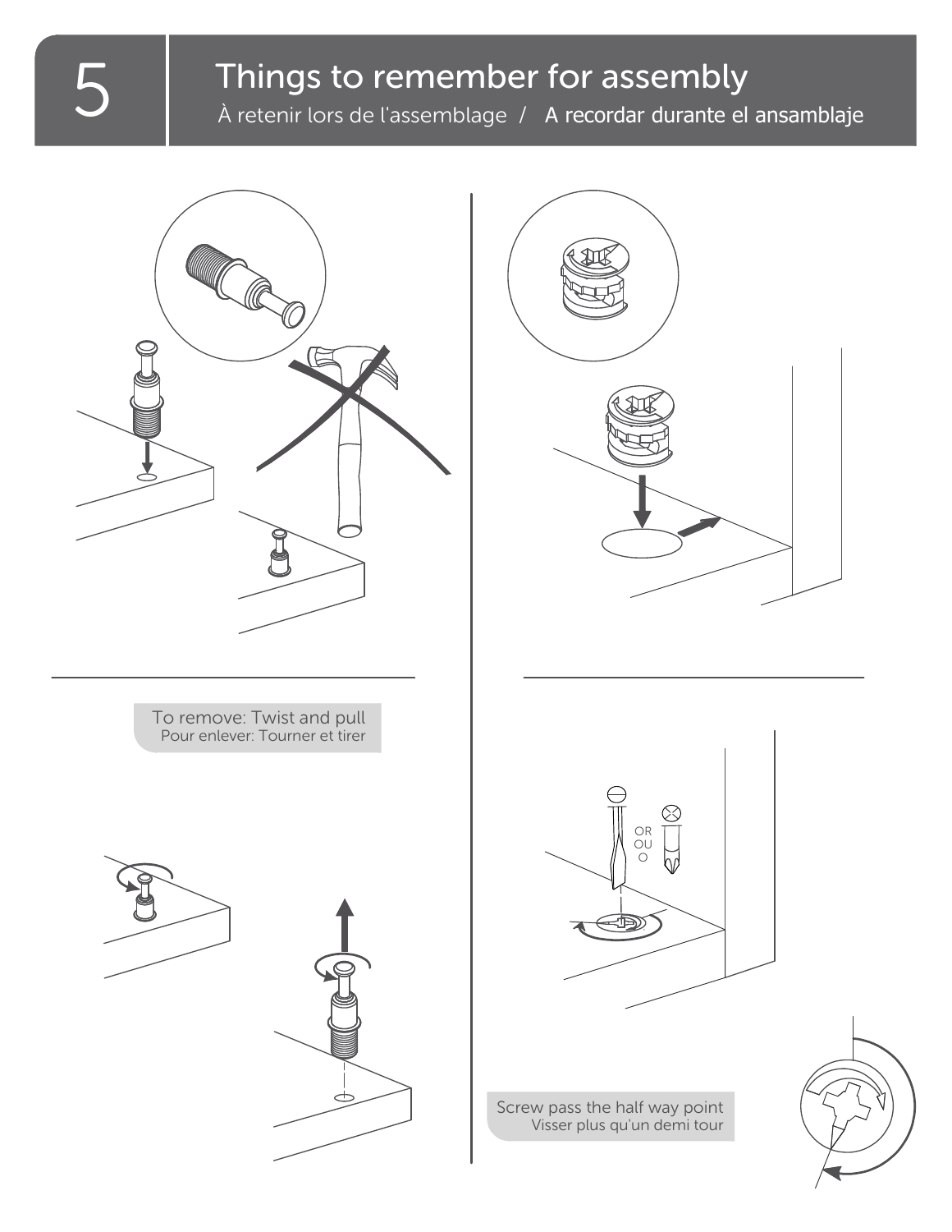# 5 Things to remember for assembly

À retenir lors de l'assemblage / A recordar durante el ansamblaje

To remove: Twist and pull
Pour enlever: Tourner et tirer

OR
OU
O

Screw pass the half way point
Visser plus qu'un demi tour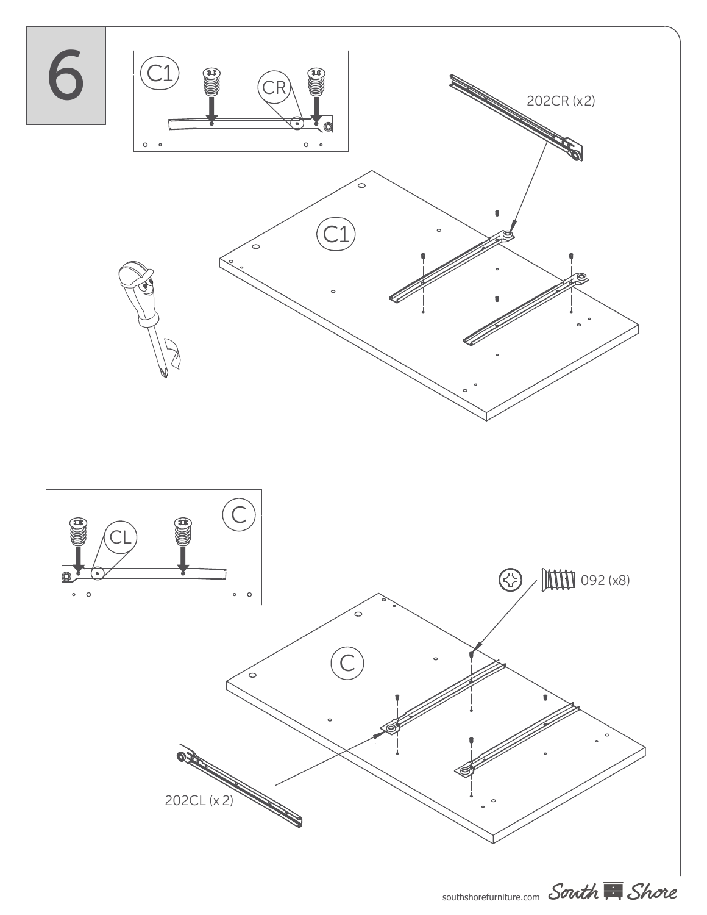# 6

C1

CR

202CR (x2)

C1

C

CL

092 (x8)

C

202CL (x 2)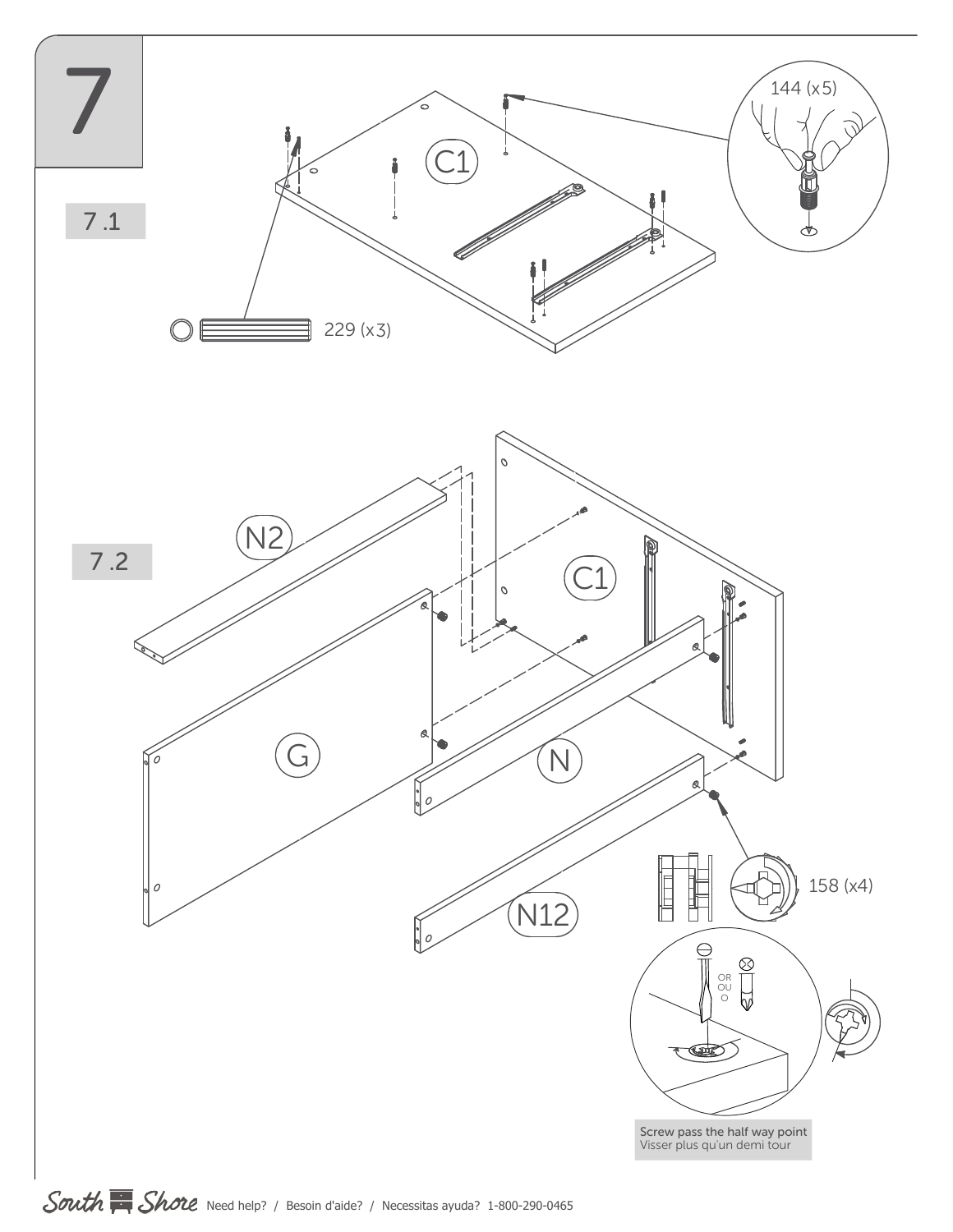# 7

## 7.1

C1

144 (x5)

229 (x3)

## 7.2

N2

C1

G

N

N12

158 (x4)

OR
OU
O

Screw pass the half way point
Visser plus qu'un demi tour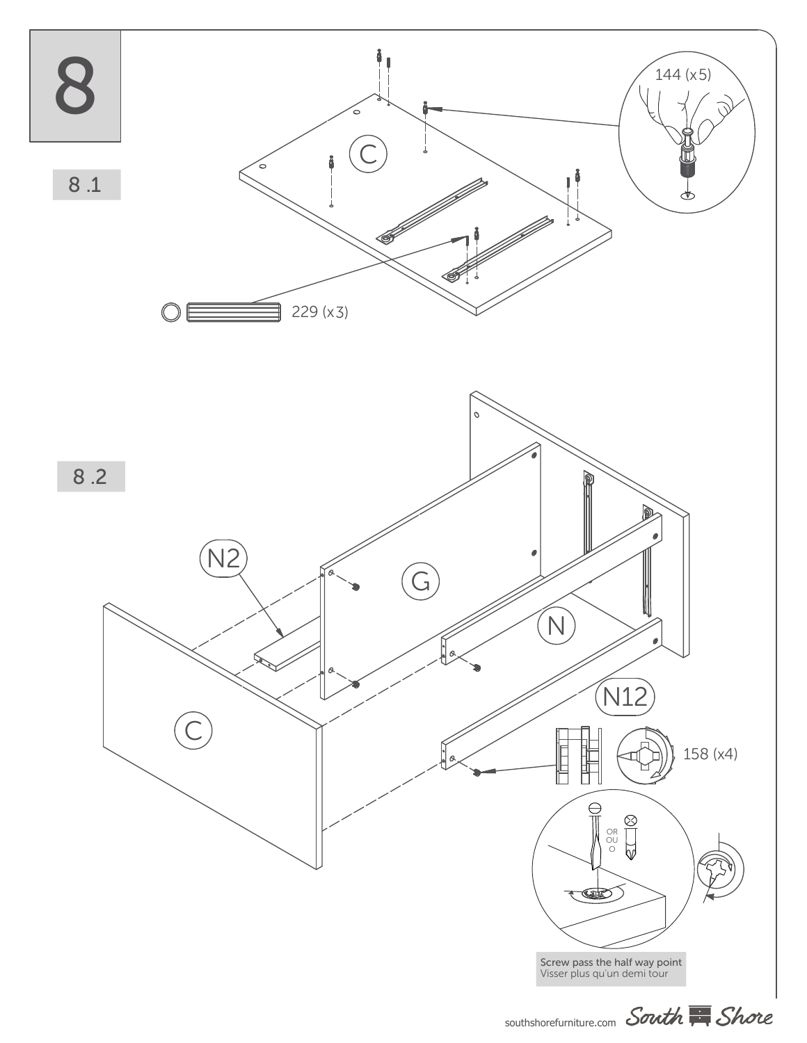# 8

8 .1

C

144 (x5)

229 (x3)

8 .2

N2

G

N

C

N12

158 (x4)

OR
OU
O

Screw pass the half way point
Visser plus qu'un demi tour

southshorefurniture.com South Shore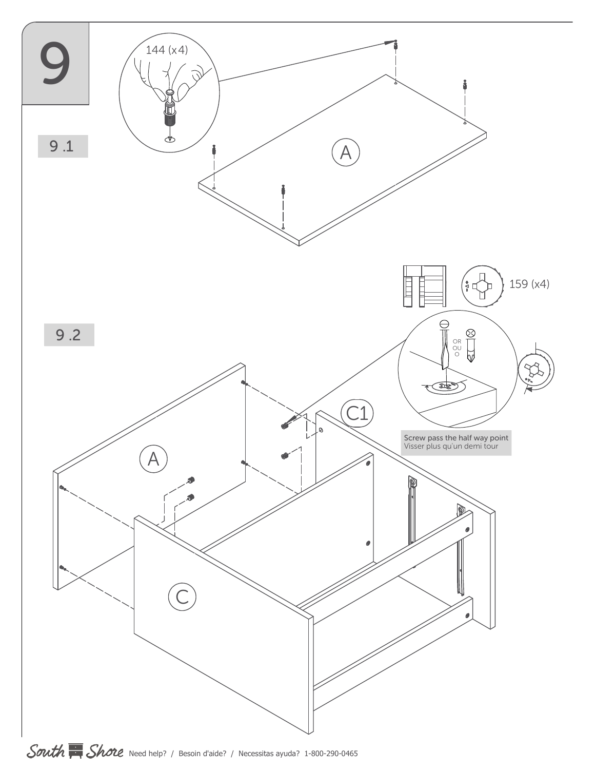# 9

## 9.1

144 (x4)

A

## 9.2

159 (x4)

OR
OU
O

A

C1

C

Screw pass the half way point
Visser plus qu'un demi tour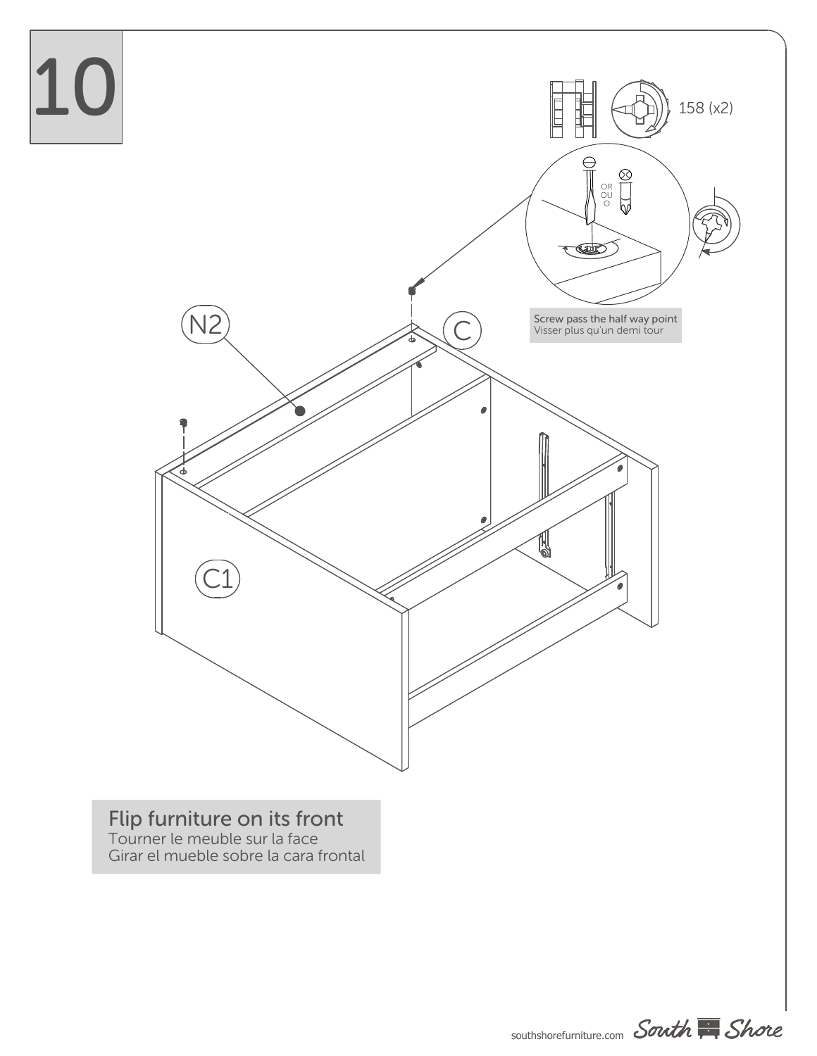# 10

158 (x2)

OR
OU
O

Screw pass the half way point
Visser plus qu'un demi tour

N2

C

C1

Flip furniture on its front
Tourner le meuble sur la face
Girar el mueble sobre la cara frontal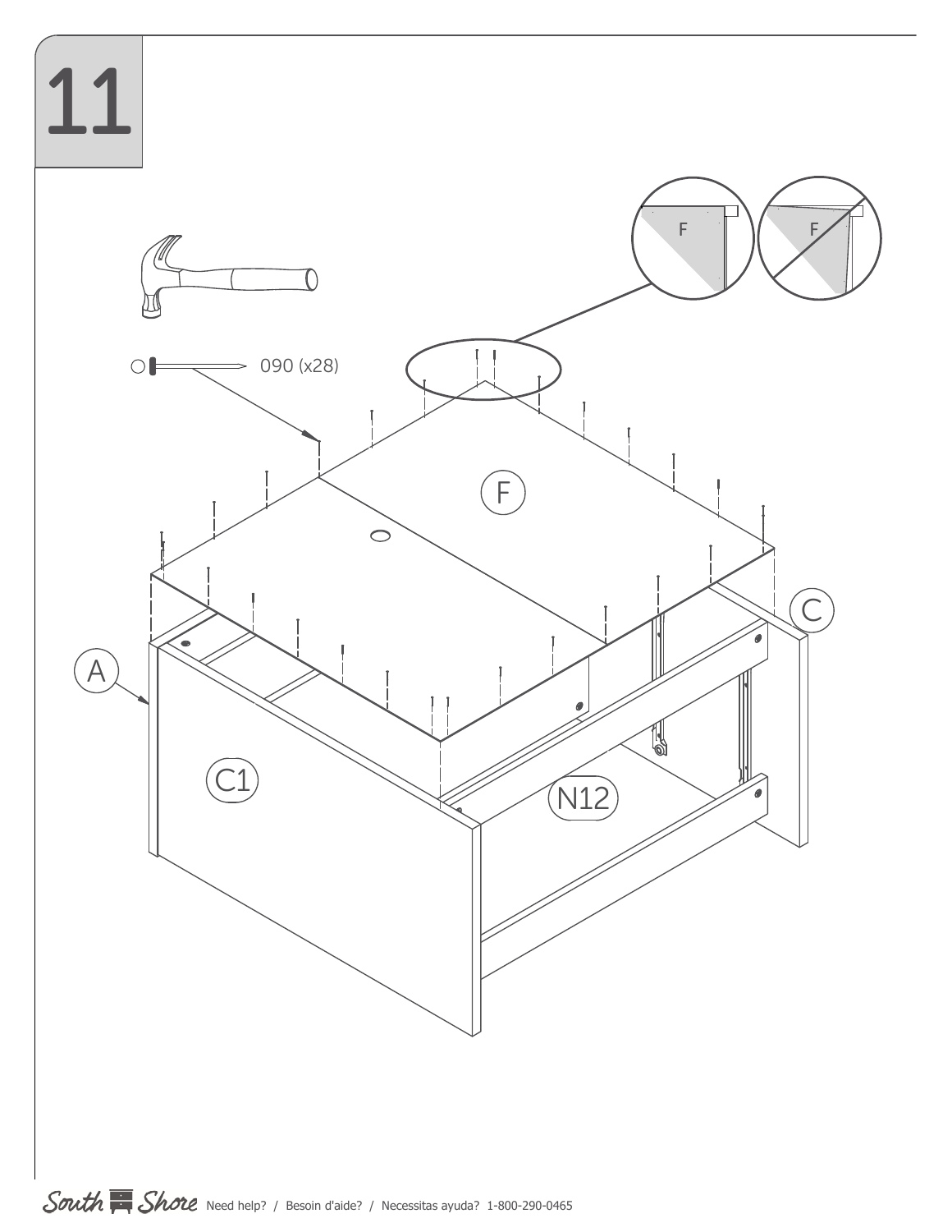# 11

090 (x28)

F

A

C

C1

N12

South Shore Need help? / Besoin d'aide? / Necessitas ayuda? 1-800-290-0465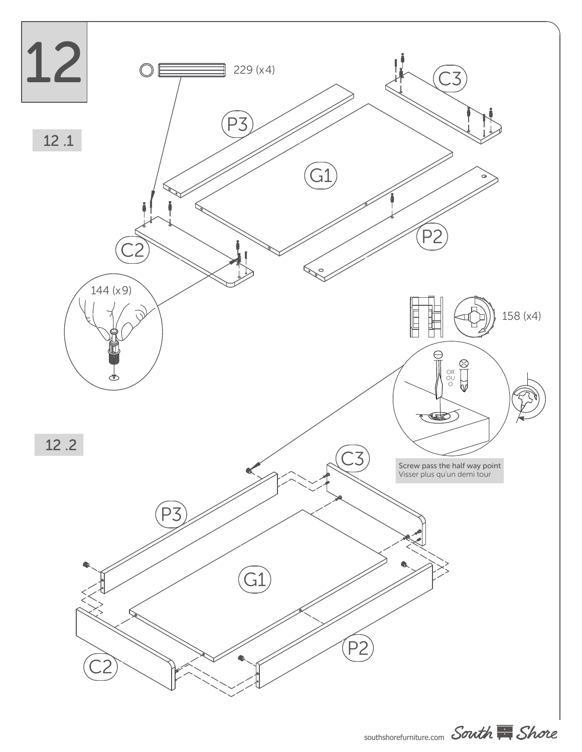# 12

## 12 .1

229 (x4)

P3

C3

G1

C2

P2

144 (x9)

158 (x4)

OR
OU
O

## 12 .2

C3

P3

G1

C2

P2

Screw pass the half way point
Visser plus qu'un demi tour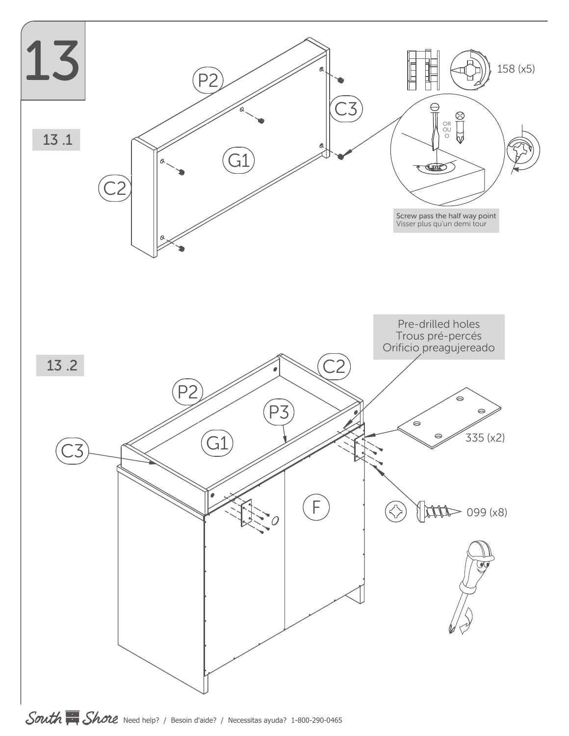# 13

## 13 .1

P2

C3

G1

C2

158 (x5)

OR
OU
O

Screw pass the half way point
Visser plus qu'un demi tour

## 13 .2

Pre-drilled holes
Trous pré-percés
Orificio preagujereado

C2

P2

P3

G1

C3

F

335 (x2)

099 (x8)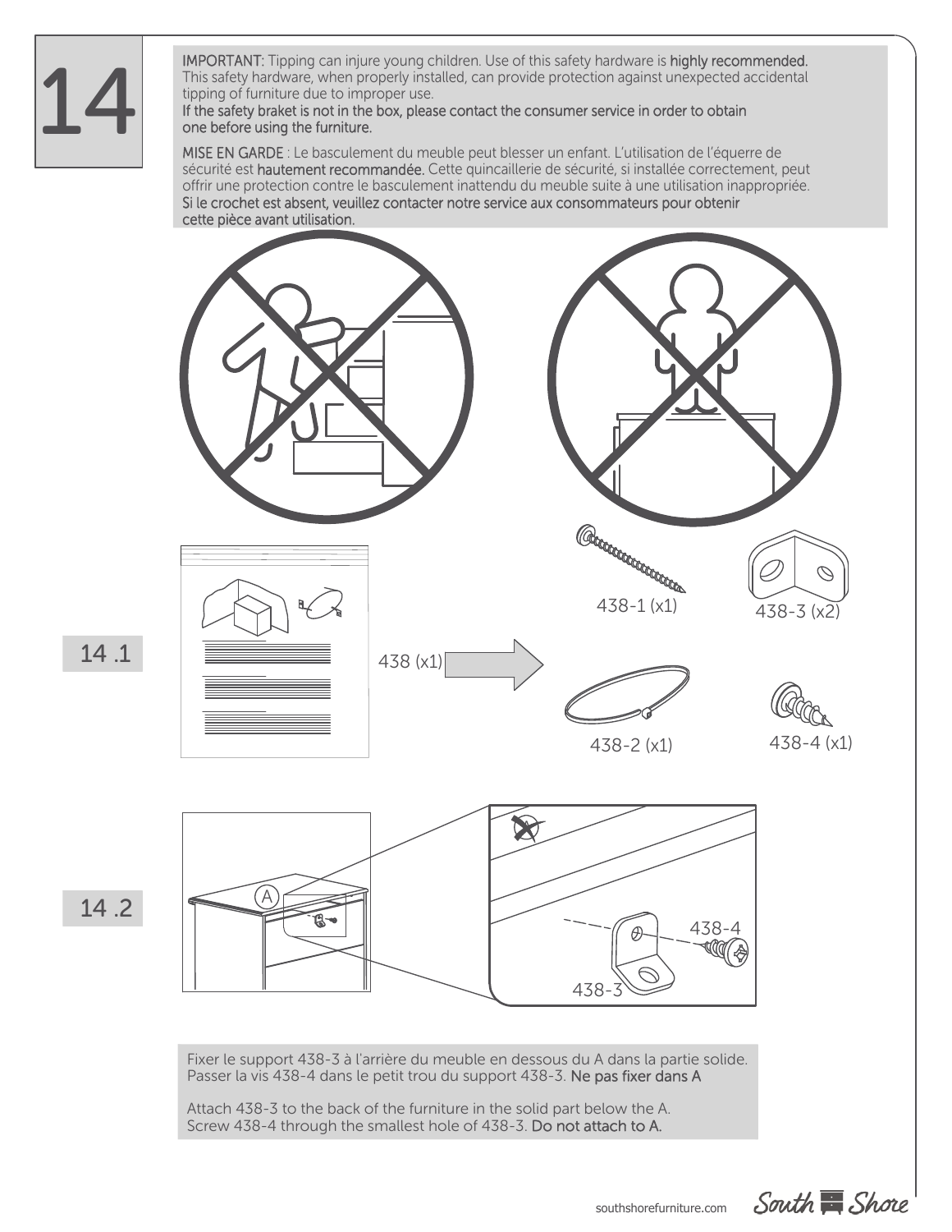# 14

**IMPORTANT:** Tipping can injure young children. Use of this safety hardware is **highly recommended.** This safety hardware, when properly installed, can provide protection against unexpected accidental tipping of furniture due to improper use.
**If the safety braket is not in the box, please contact the consumer service in order to obtain one before using the furniture.**

**MISE EN GARDE** : Le basculement du meuble peut blesser un enfant. L'utilisation de l'équerre de sécurité est **hautement recommandée.** Cette quincaillerie de sécurité, si installée correctement, peut offrir une protection contre le basculement inattendu du meuble suite à une utilisation inappropriée.
**Si le crochet est absent, veuillez contacter notre service aux consommateurs pour obtenir cette pièce avant utilisation.**

## 14 .1

438 (x1)

438-1 (x1)

438-3 (x2)

438-2 (x1)

438-4 (x1)

## 14 .2

A

438-4

438-3

Fixer le support 438-3 à l'arrière du meuble en dessous du A dans la partie solide. Passer la vis 438-4 dans le petit trou du support 438-3. **Ne pas fixer dans A**

Attach 438-3 to the back of the furniture in the solid part below the A. Screw 438-4 through the smallest hole of 438-3. **Do not attach to A.**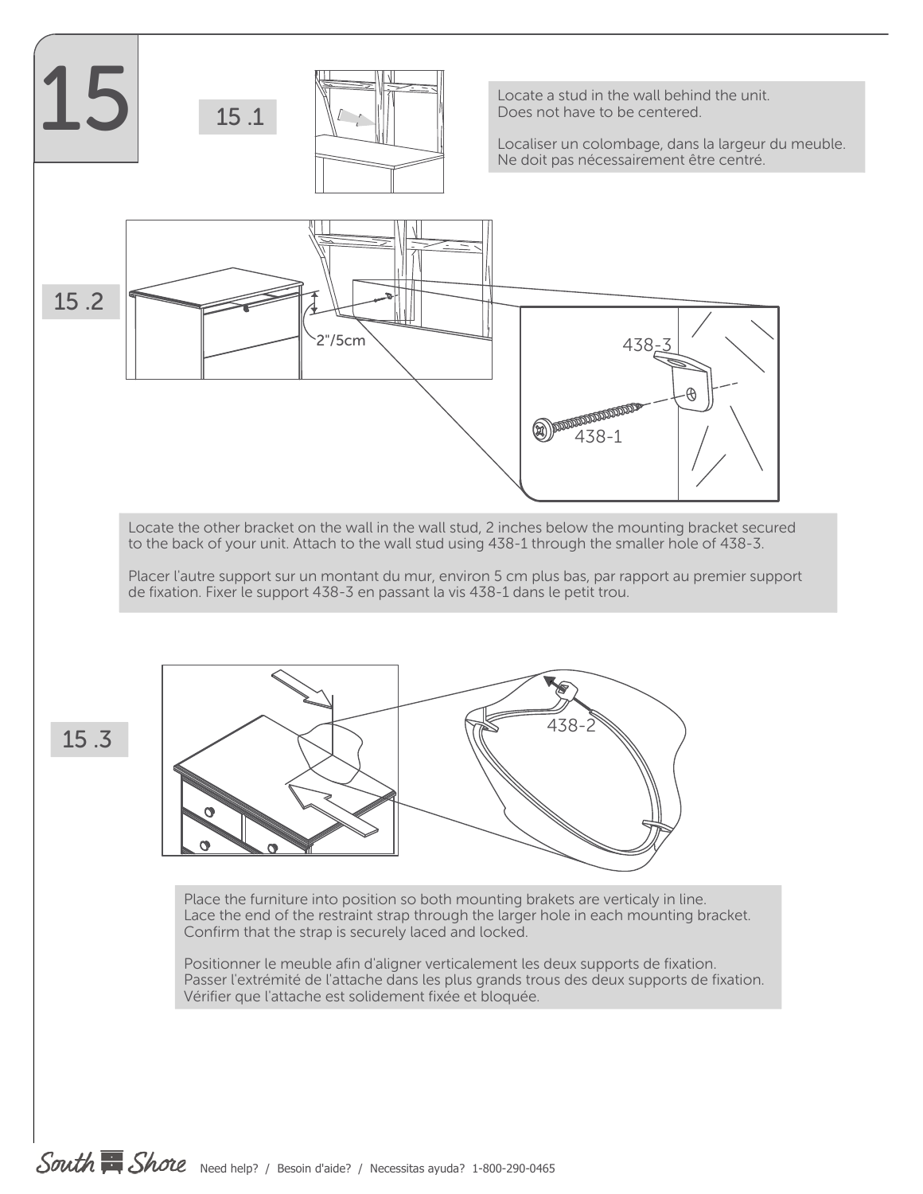# 15

## 15 .1

Locate a stud in the wall behind the unit.
Does not have to be centered.

Localiser un colombage, dans la largeur du meuble.
Ne doit pas nécessairement être centré.

## 15 .2

2"/5cm

438-3

438-1

Locate the other bracket on the wall in the wall stud, 2 inches below the mounting bracket secured to the back of your unit. Attach to the wall stud using 438-1 through the smaller hole of 438-3.

Placer l'autre support sur un montant du mur, environ 5 cm plus bas, par rapport au premier support de fixation. Fixer le support 438-3 en passant la vis 438-1 dans le petit trou.

## 15 .3

438-2

Place the furniture into position so both mounting brakets are verticaly in line.
Lace the end of the restraint strap through the larger hole in each mounting bracket.
Confirm that the strap is securely laced and locked.

Positionner le meuble afin d'aligner verticalement les deux supports de fixation.
Passer l'extrémité de l'attache dans les plus grands trous des deux supports de fixation.
Vérifier que l'attache est solidement fixée et bloquée.

South Shore Need help? / Besoin d'aide? / Necessitas ayuda? 1-800-290-0465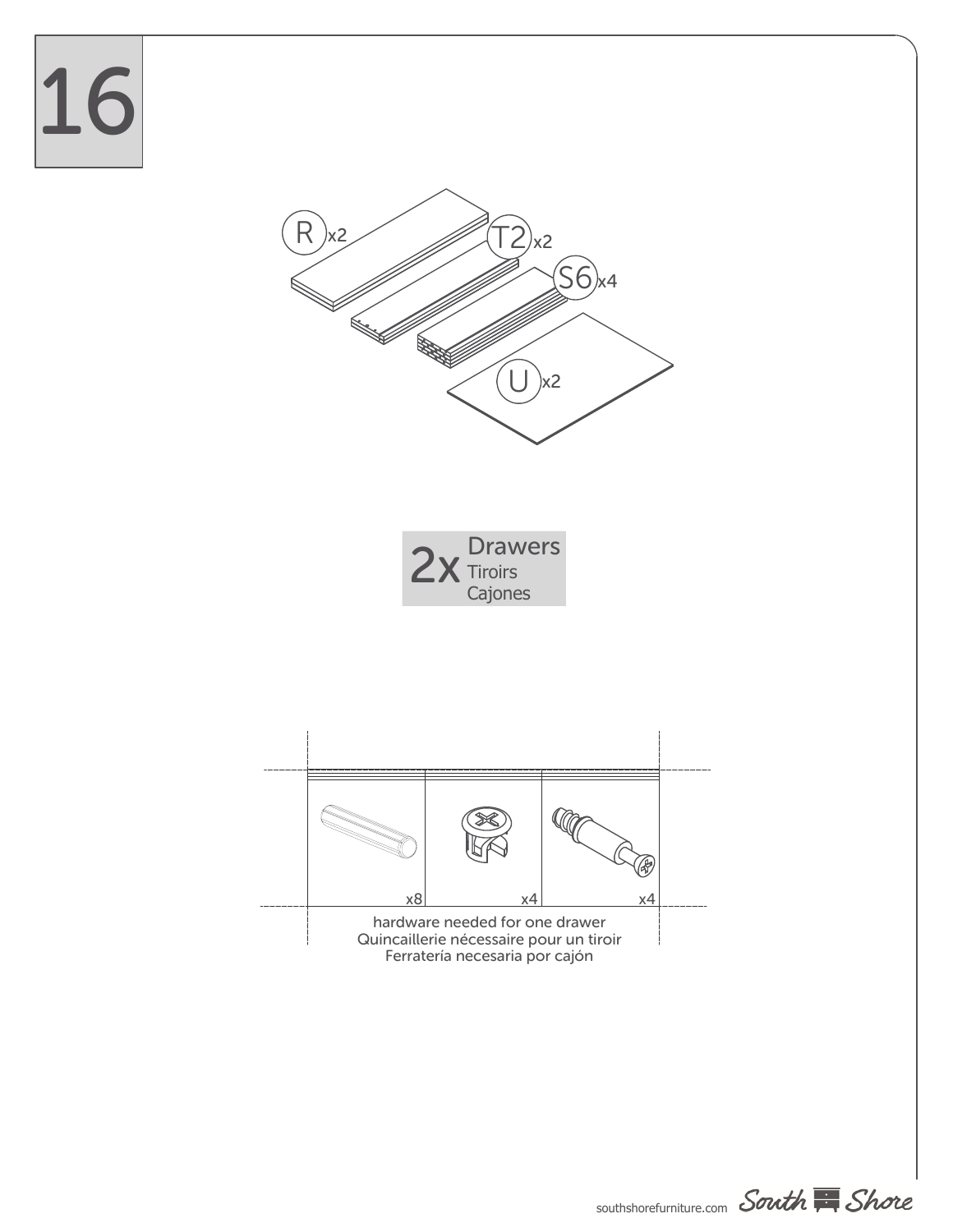# 16

R x2

T2 x2

S6 x4

U x2

**2x** Drawers
Tiroirs
Cajones

| x8 | x4 | x4 |
| --- | --- | --- |

hardware needed for one drawer
Quincaillerie nécessaire pour un tiroir
Ferratería necesaria por cajón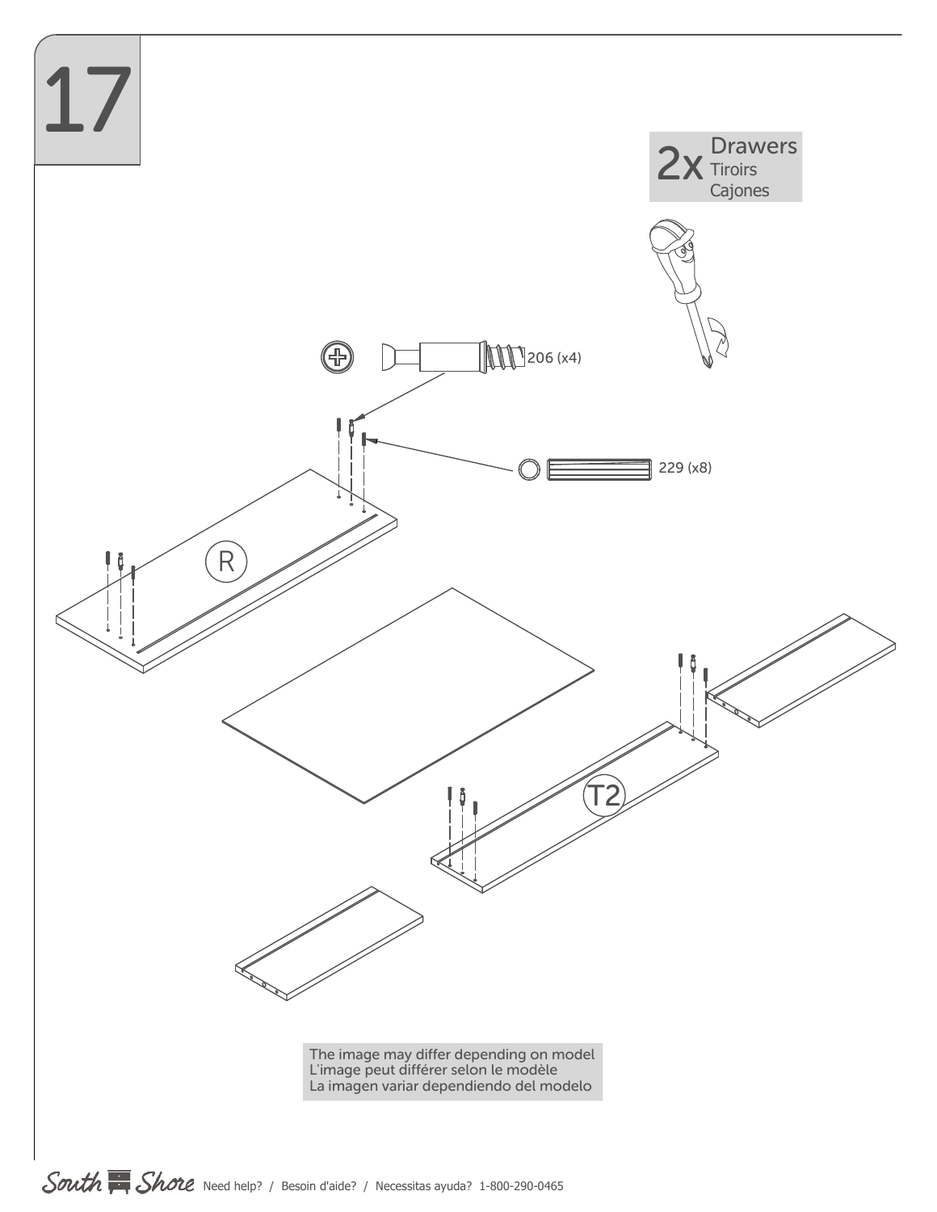# 17

2x Drawers
Tiroirs
Cajones

206 (x4)

229 (x8)

R

T2

The image may differ depending on model
L'image peut différer selon le modèle
La imagen variar dependiendo del modelo

South Shore Need help? / Besoin d'aide? / Necessitas ayuda? 1-800-290-0465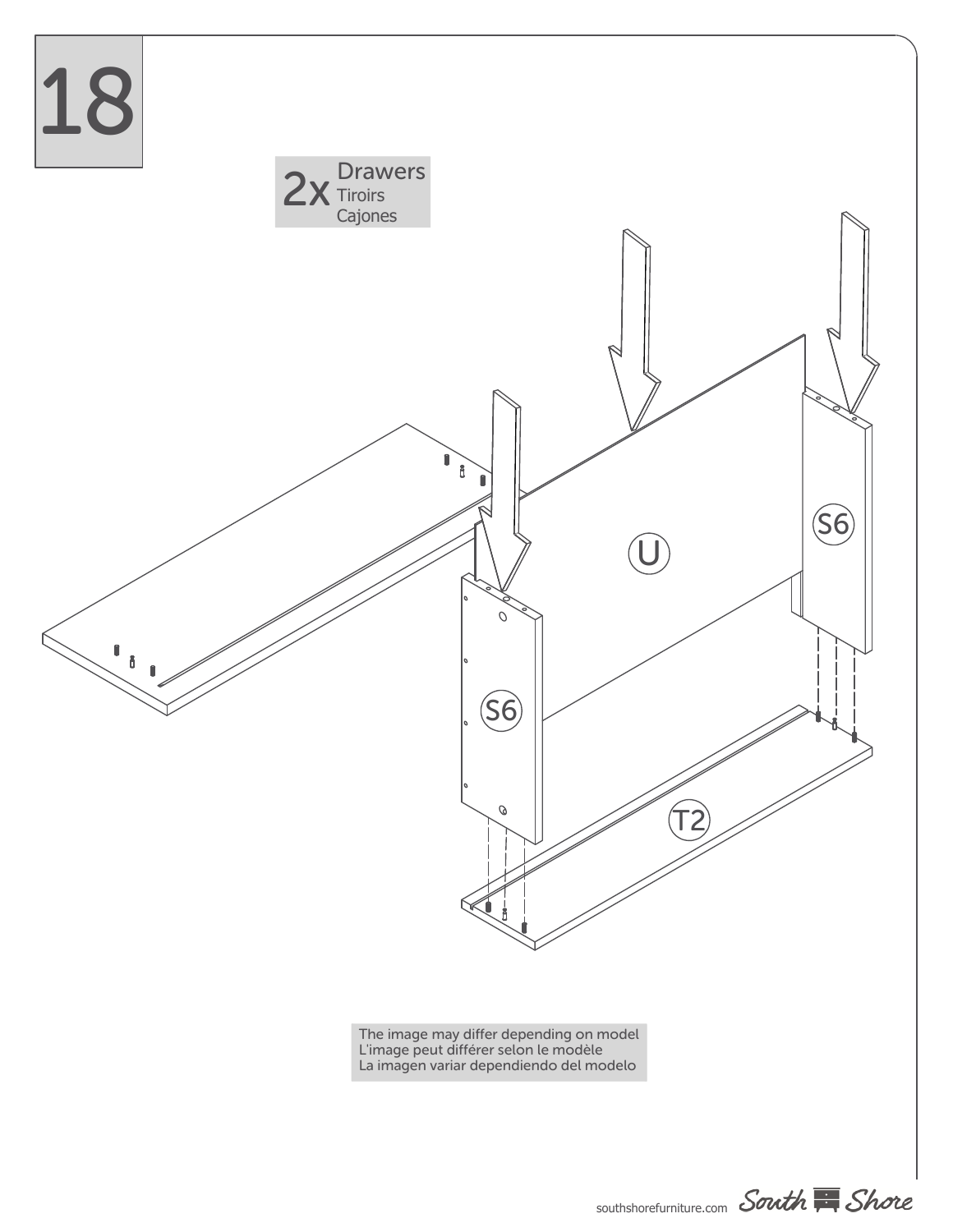# 18

2x Drawers
Tiroirs
Cajones

The image may differ depending on model
L'image peut différer selon le modèle
La imagen variar dependiendo del modelo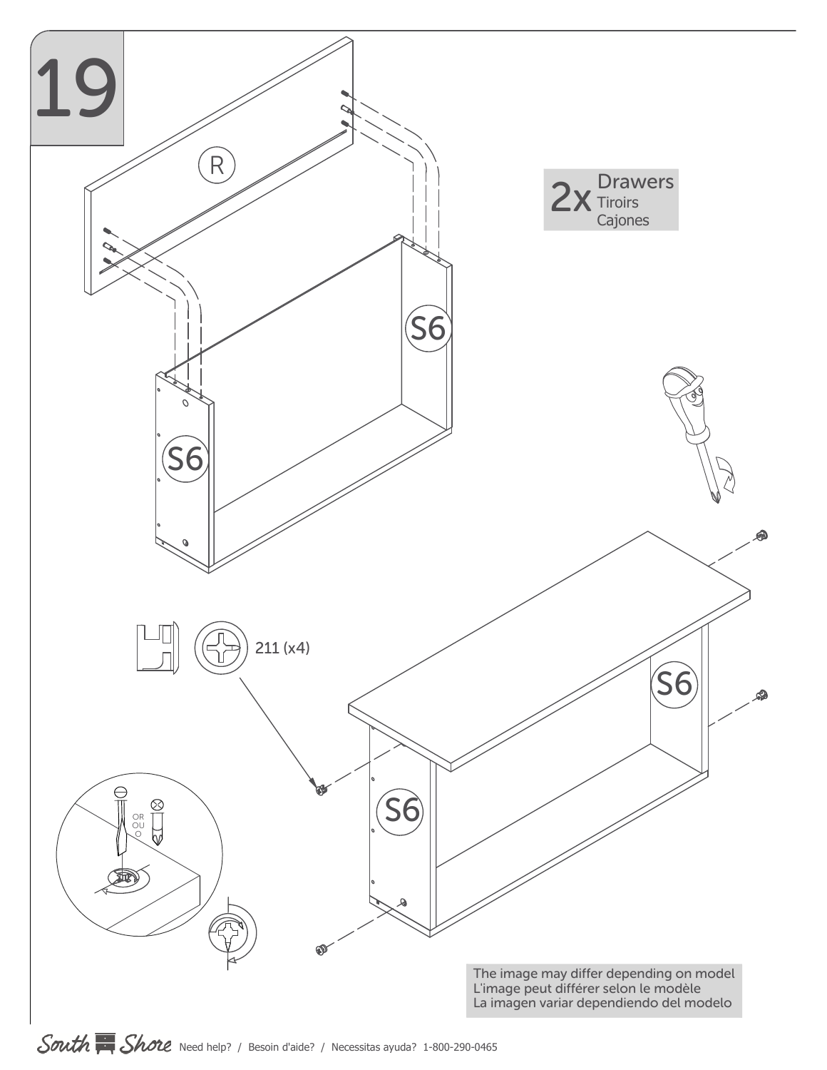# 19

2x Drawers
Tiroirs
Cajones

R

S6

S6

211 (x4)

OR
OU
O

S6

S6

The image may differ depending on model
L'image peut différer selon le modèle
La imagen variar dependiendo del modelo

South Shore Need help? / Besoin d'aide? / Necessitas ayuda? 1-800-290-0465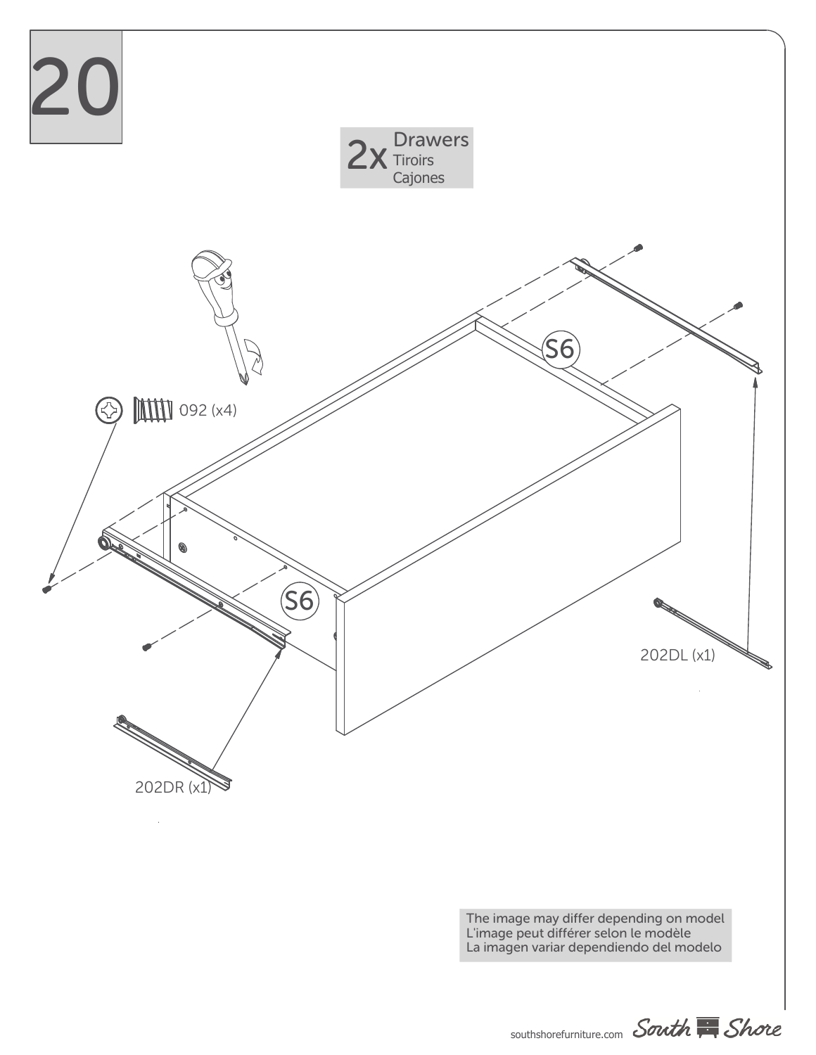# 20

2x Drawers
Tiroirs
Cajones

092 (x4)

S6

S6

202DL (x1)

202DR (x1)

The image may differ depending on model
L'image peut différer selon le modèle
La imagen variar dependiendo del modelo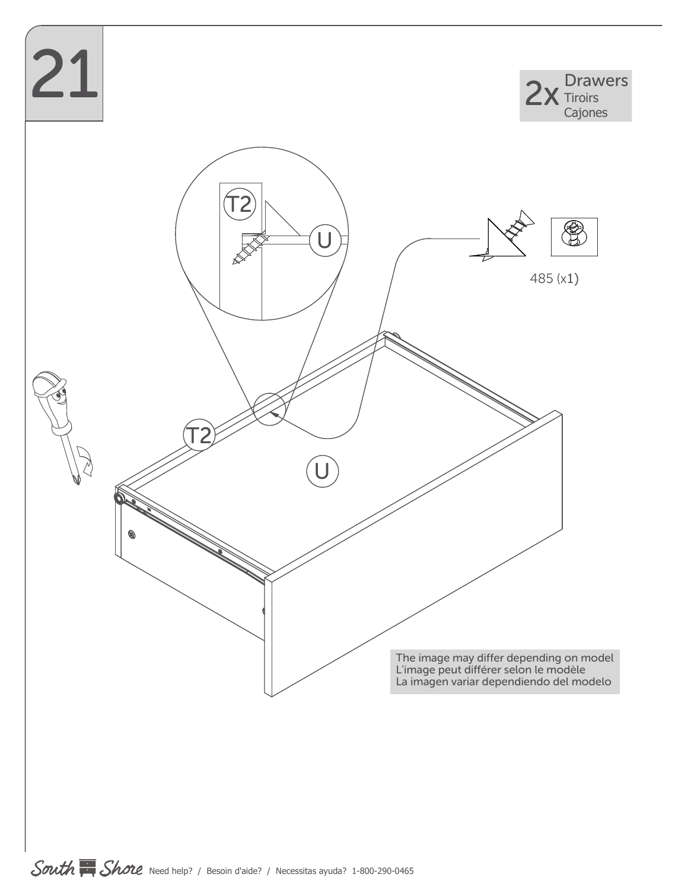# 21

2x Drawers
Tiroirs
Cajones

T2

U

485 (x1)

The image may differ depending on model
L'image peut différer selon le modèle
La imagen variar dependiendo del modelo

South Shore Need help? / Besoin d'aide? / Necessitas ayuda? 1-800-290-0465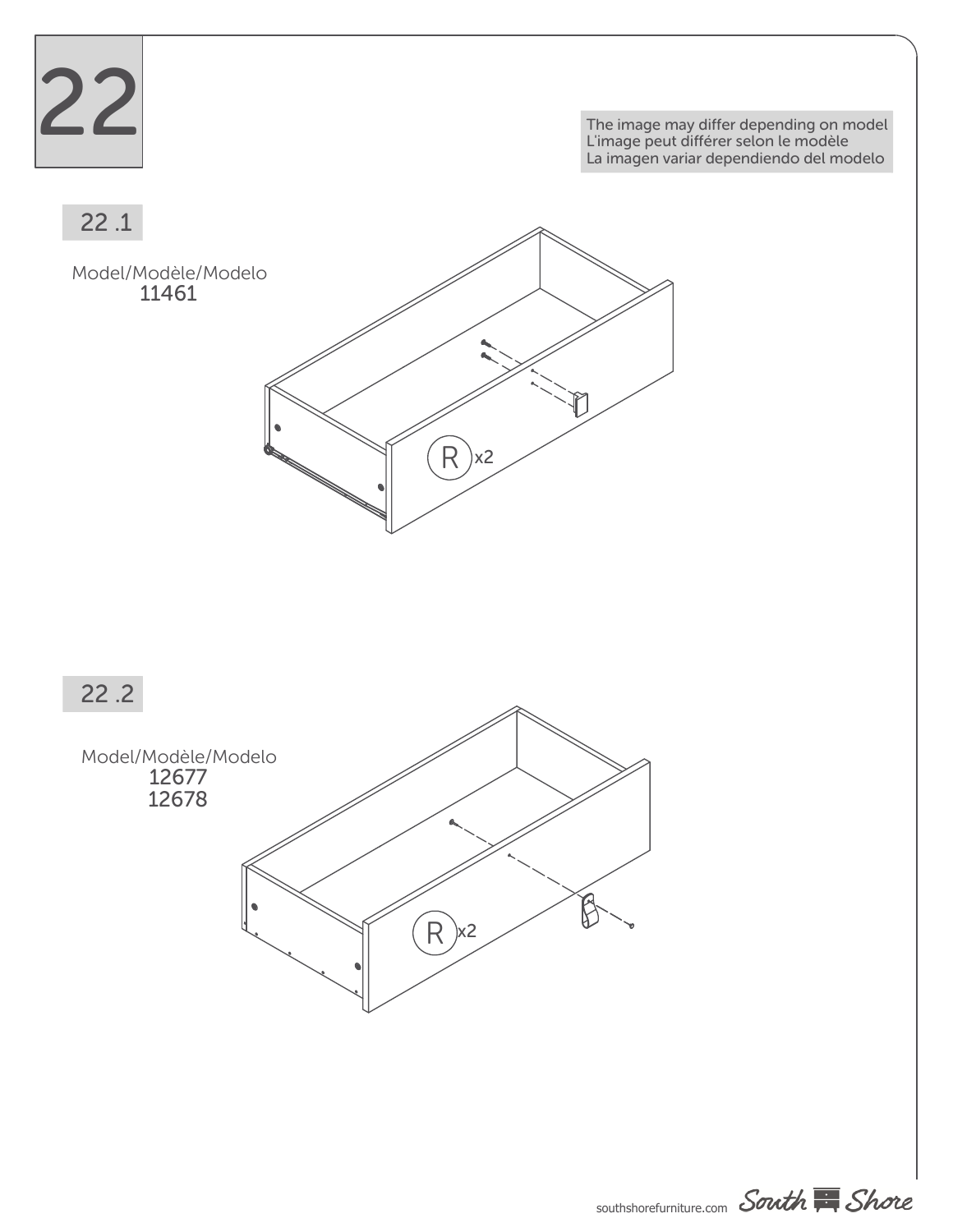# 22

The image may differ depending on model
L'image peut différer selon le modèle
La imagen variar dependiendo del modelo

## 22 .1

Model/Modèle/Modelo
11461

R x2

## 22 .2

Model/Modèle/Modelo
12677
12678

R x2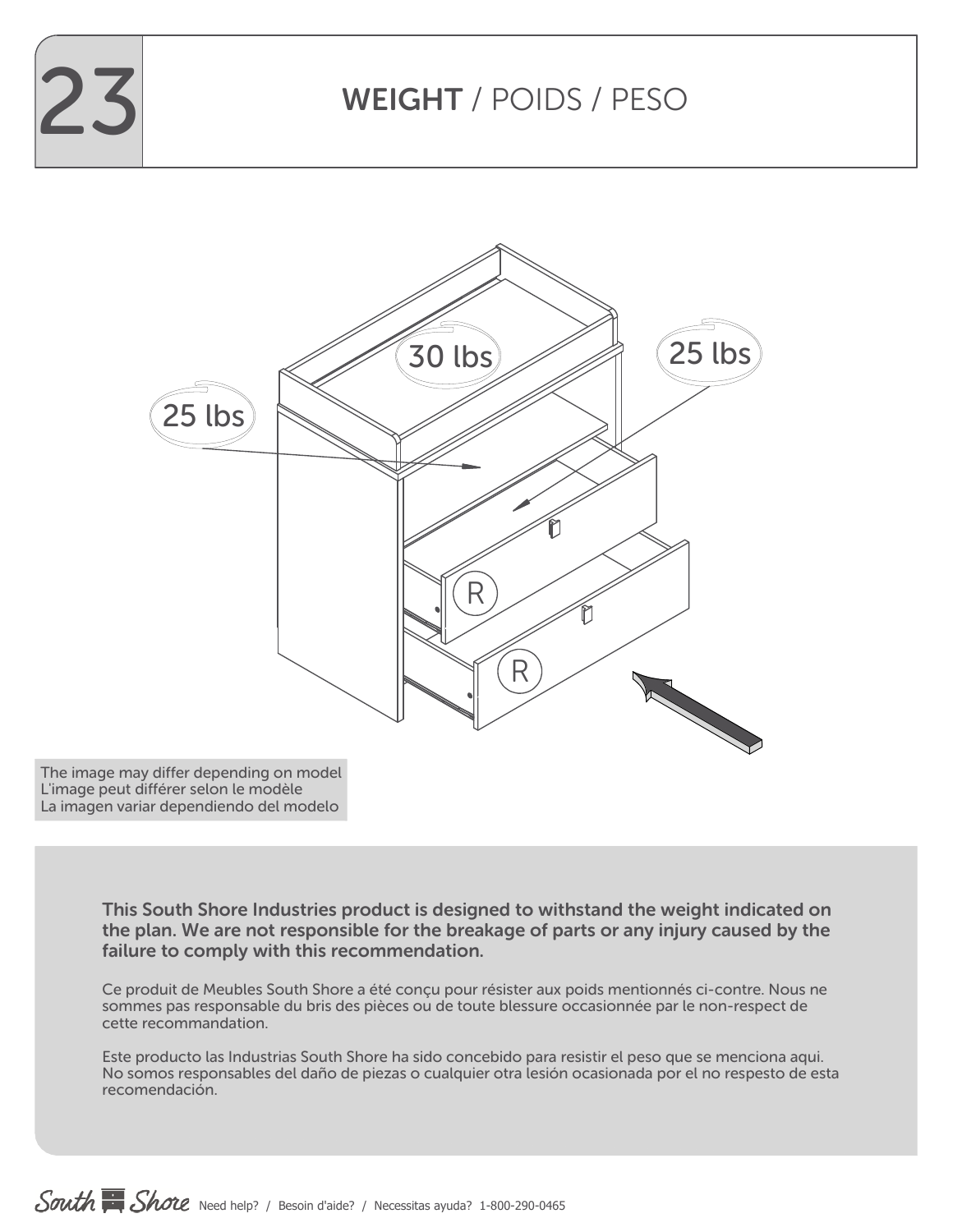# 23 WEIGHT / POIDS / PESO

30 lbs

25 lbs

25 lbs

R

R

The image may differ depending on model
L'image peut différer selon le modèle
La imagen variar dependiendo del modelo

**This South Shore Industries product is designed to withstand the weight indicated on the plan. We are not responsible for the breakage of parts or any injury caused by the failure to comply with this recommendation.**

Ce produit de Meubles South Shore a été conçu pour résister aux poids mentionnés ci-contre. Nous ne sommes pas responsable du bris des pièces ou de toute blessure occasionnée par le non-respect de cette recommandation.

Este producto las Industrias South Shore ha sido concebido para resistir el peso que se menciona aqui. No somos responsables del daño de piezas o cualquier otra lesión ocasionada por el no respesto de esta recomendación.

South Shore Need help? / Besoin d'aide? / Necessitas ayuda? 1-800-290-0465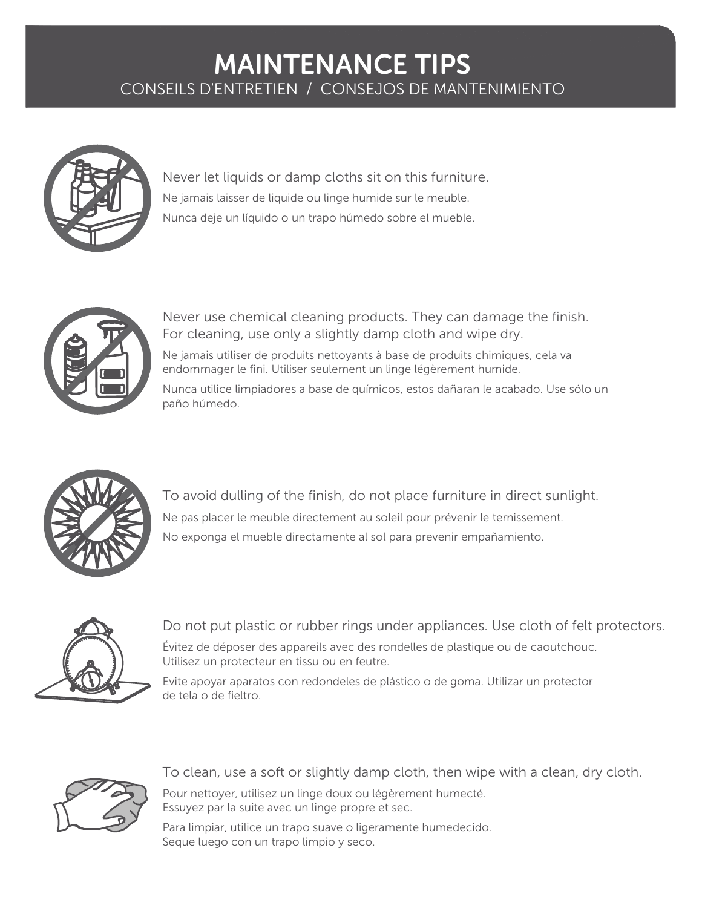# MAINTENANCE TIPS

## CONSEILS D'ENTRETIEN / CONSEJOS DE MANTENIMIENTO

Never let liquids or damp cloths sit on this furniture.

Ne jamais laisser de liquide ou linge humide sur le meuble.

Nunca deje un líquido o un trapo húmedo sobre el mueble.

Never use chemical cleaning products. They can damage the finish. For cleaning, use only a slightly damp cloth and wipe dry.

Ne jamais utiliser de produits nettoyants à base de produits chimiques, cela va endommager le fini. Utiliser seulement un linge légèrement humide.

Nunca utilice limpiadores a base de químicos, estos dañaran le acabado. Use sólo un paño húmedo.

To avoid dulling of the finish, do not place furniture in direct sunlight.

Ne pas placer le meuble directement au soleil pour prévenir le ternissement.

No exponga el mueble directamente al sol para prevenir empañamiento.

Do not put plastic or rubber rings under appliances. Use cloth of felt protectors.

Évitez de déposer des appareils avec des rondelles de plastique ou de caoutchouc. Utilisez un protecteur en tissu ou en feutre.

Evite apoyar aparatos con redondeles de plástico o de goma. Utilizar un protector de tela o de fieltro.

To clean, use a soft or slightly damp cloth, then wipe with a clean, dry cloth.

Pour nettoyer, utilisez un linge doux ou légèrement humecté. Essuyez par la suite avec un linge propre et sec.

Para limpiar, utilice un trapo suave o ligeramente humedecido. Seque luego con un trapo limpio y seco.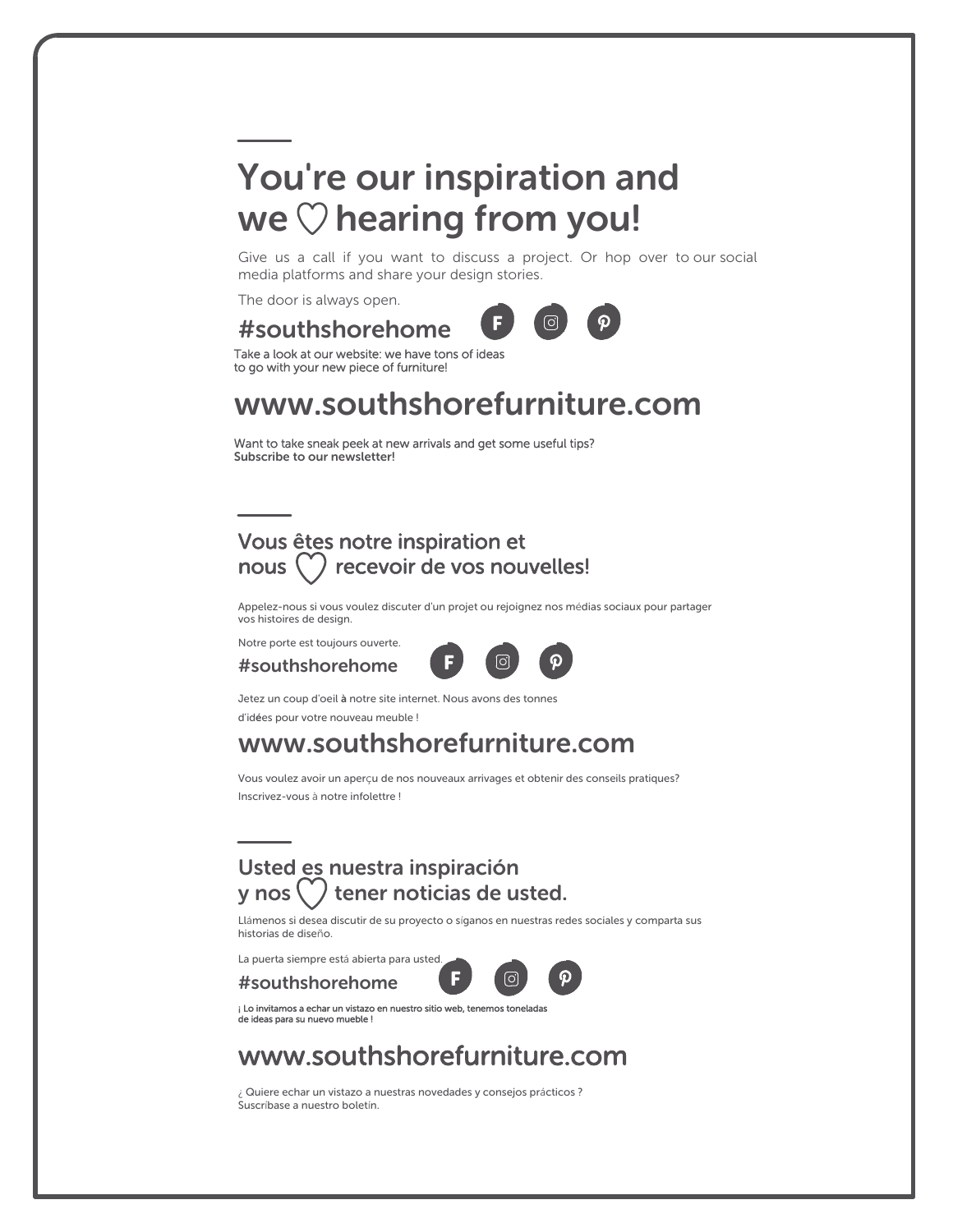## You're our inspiration and we ♡ hearing from you!

Give us a call if you want to discuss a project. Or hop over to our social media platforms and share your design stories.

The door is always open.

**#southshorehome**

Take a look at our website: we have tons of ideas to go with your new piece of furniture!

## www.southshorefurniture.com

Want to take sneak peek at new arrivals and get some useful tips?
**Subscribe to our newsletter!**

## Vous êtes notre inspiration et nous ♡ recevoir de vos nouvelles!

Appelez-nous si vous voulez discuter d'un projet ou rejoignez nos médias sociaux pour partager vos histoires de design.

Notre porte est toujours ouverte.

**#southshorehome**

Jetez un coup d'oeil à notre site internet. Nous avons des tonnes d'idées pour votre nouveau meuble !

## www.southshorefurniture.com

Vous voulez avoir un aperçu de nos nouveaux arrivages et obtenir des conseils pratiques?
Inscrivez-vous à notre infolettre !

## Usted es nuestra inspiración y nos ♡ tener noticias de usted.

Llámenos si desea discutir de su proyecto o síganos en nuestras redes sociales y comparta sus historias de diseño.

La puerta siempre está abierta para usted.

**#southshorehome**

**¡ Lo invitamos a echar un vistazo en nuestro sitio web, tenemos toneladas de ideas para su nuevo mueble !**

## www.southshorefurniture.com

¿ Quiere echar un vistazo a nuestras novedades y consejos prácticos ?
Suscríbase a nuestro boletín.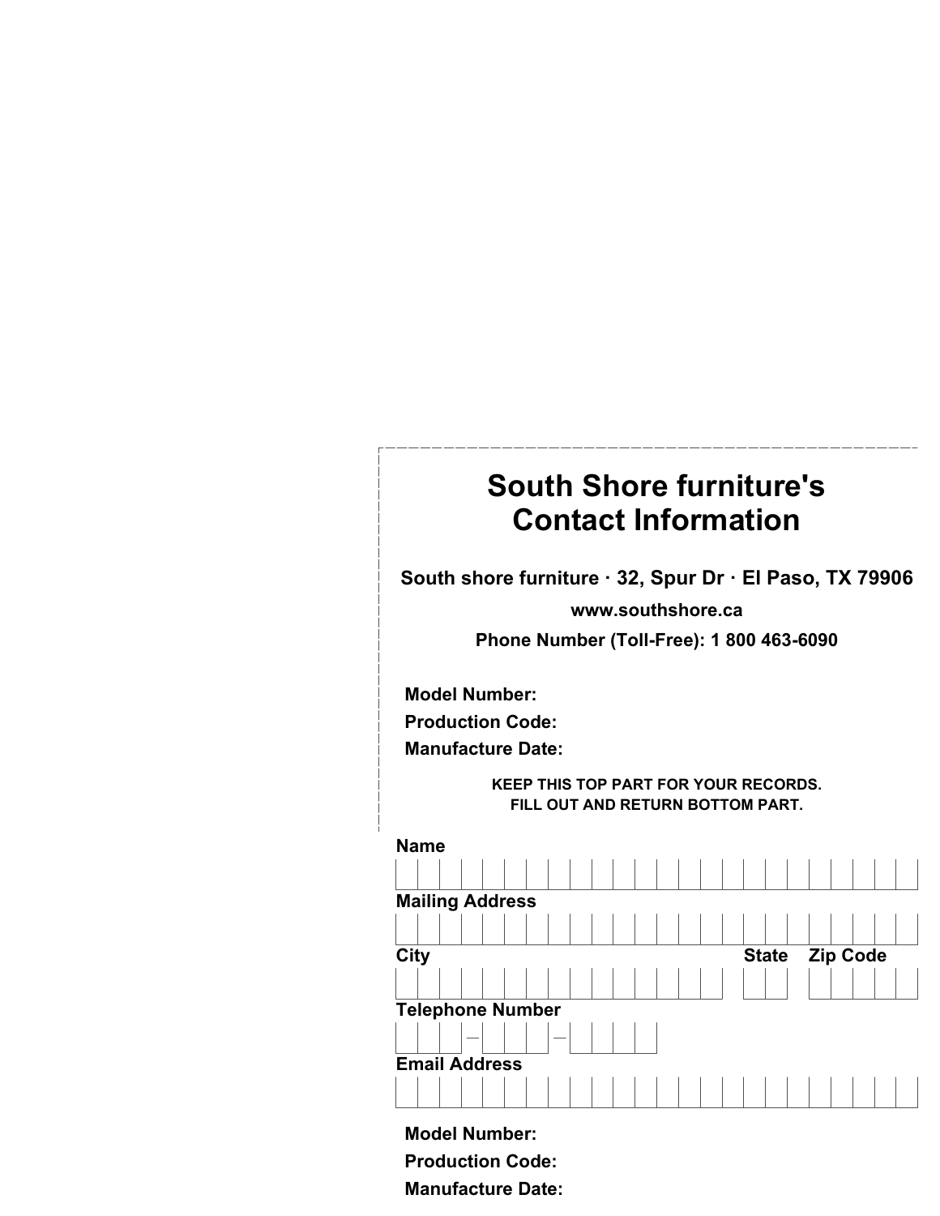# South Shore furniture's Contact Information

**South shore furniture · 32, Spur Dr · El Paso, TX 79906**

**www.southshore.ca**

**Phone Number (Toll-Free): 1 800 463-6090**

**Model Number:**

**Production Code:**

**Manufacture Date:**

**KEEP THIS TOP PART FOR YOUR RECORDS.**
**FILL OUT AND RETURN BOTTOM PART.**

**Name**

**Mailing Address**

**City** **State** **Zip Code**

**Telephone Number**

– –

**Email Address**

**Model Number:**

**Production Code:**

**Manufacture Date:**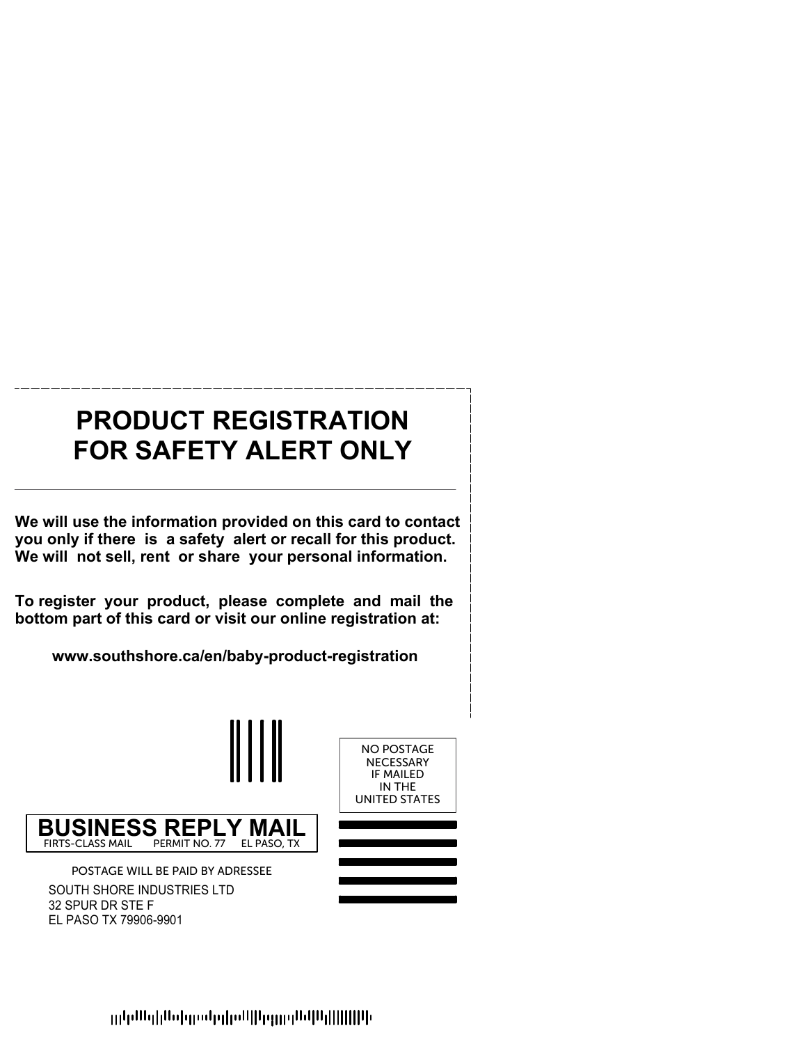# PRODUCT REGISTRATION FOR SAFETY ALERT ONLY

**We will use the information provided on this card to contact you only if there is a safety alert or recall for this product. We will not sell, rent or share your personal information.**

**To register your product, please complete and mail the bottom part of this card or visit our online registration at:**

**www.southshore.ca/en/baby-product-registration**

NO POSTAGE NECESSARY IF MAILED IN THE UNITED STATES

**BUSINESS REPLY MAIL**

FIRTS-CLASS MAIL PERMIT NO. 77 EL PASO, TX

POSTAGE WILL BE PAID BY ADRESSEE

SOUTH SHORE INDUSTRIES LTD
32 SPUR DR STE F
EL PASO TX 79906-9901